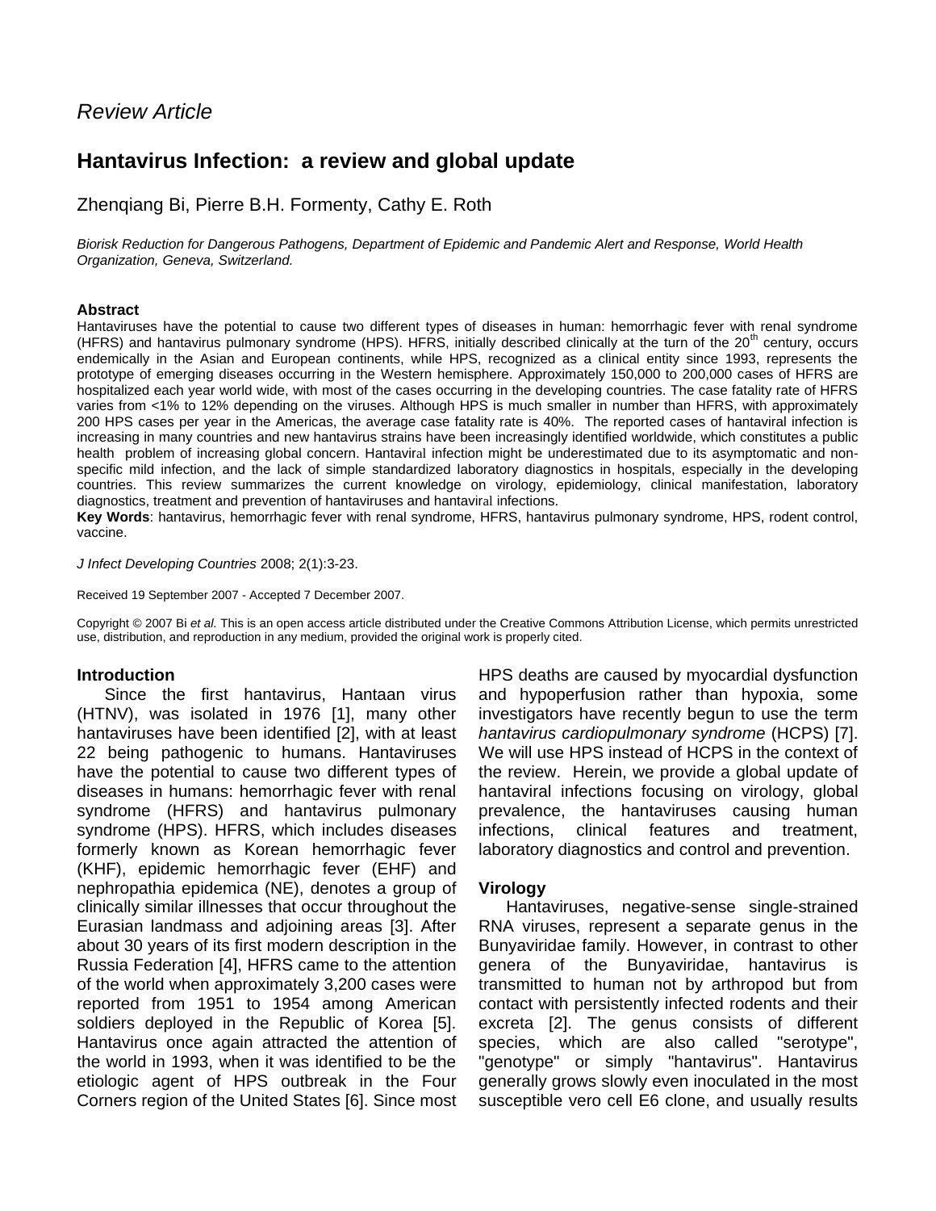*Review Article*

# Hantavirus Infection: a review and global update

Zhenqiang Bi, Pierre B.H. Formenty, Cathy E. Roth

*Biorisk Reduction for Dangerous Pathogens, Department of Epidemic and Pandemic Alert and Response, World Health Organization, Geneva, Switzerland.*

**Abstract**

Hantaviruses have the potential to cause two different types of diseases in human: hemorrhagic fever with renal syndrome (HFRS) and hantavirus pulmonary syndrome (HPS). HFRS, initially described clinically at the turn of the 20$^{th}$ century, occurs endemically in the Asian and European continents, while HPS, recognized as a clinical entity since 1993, represents the prototype of emerging diseases occurring in the Western hemisphere. Approximately 150,000 to 200,000 cases of HFRS are hospitalized each year world wide, with most of the cases occurring in the developing countries. The case fatality rate of HFRS varies from <1% to 12% depending on the viruses. Although HPS is much smaller in number than HFRS, with approximately 200 HPS cases per year in the Americas, the average case fatality rate is 40%. The reported cases of hantaviral infection is increasing in many countries and new hantavirus strains have been increasingly identified worldwide, which constitutes a public health problem of increasing global concern. Hantaviral infection might be underestimated due to its asymptomatic and non-specific mild infection, and the lack of simple standardized laboratory diagnostics in hospitals, especially in the developing countries. This review summarizes the current knowledge on virology, epidemiology, clinical manifestation, laboratory diagnostics, treatment and prevention of hantaviruses and hantaviral infections.

**Key Words**: hantavirus, hemorrhagic fever with renal syndrome, HFRS, hantavirus pulmonary syndrome, HPS, rodent control, vaccine.

*J Infect Developing Countries* 2008; 2(1):3-23.

Received 19 September 2007 - Accepted 7 December 2007.

Copyright © 2007 Bi *et al.* This is an open access article distributed under the Creative Commons Attribution License, which permits unrestricted use, distribution, and reproduction in any medium, provided the original work is properly cited.

## Introduction

Since the first hantavirus, Hantaan virus (HTNV), was isolated in 1976 [1], many other hantaviruses have been identified [2], with at least 22 being pathogenic to humans. Hantaviruses have the potential to cause two different types of diseases in humans: hemorrhagic fever with renal syndrome (HFRS) and hantavirus pulmonary syndrome (HPS). HFRS, which includes diseases formerly known as Korean hemorrhagic fever (KHF), epidemic hemorrhagic fever (EHF) and nephropathia epidemica (NE), denotes a group of clinically similar illnesses that occur throughout the Eurasian landmass and adjoining areas [3]. After about 30 years of its first modern description in the Russia Federation [4], HFRS came to the attention of the world when approximately 3,200 cases were reported from 1951 to 1954 among American soldiers deployed in the Republic of Korea [5]. Hantavirus once again attracted the attention of the world in 1993, when it was identified to be the etiologic agent of HPS outbreak in the Four Corners region of the United States [6]. Since most HPS deaths are caused by myocardial dysfunction and hypoperfusion rather than hypoxia, some investigators have recently begun to use the term *hantavirus cardiopulmonary syndrome* (HCPS) [7]. We will use HPS instead of HCPS in the context of the review. Herein, we provide a global update of hantaviral infections focusing on virology, global prevalence, the hantaviruses causing human infections, clinical features and treatment, laboratory diagnostics and control and prevention.

## Virology

Hantaviruses, negative-sense single-strained RNA viruses, represent a separate genus in the Bunyaviridae family. However, in contrast to other genera of the Bunyaviridae, hantavirus is transmitted to human not by arthropod but from contact with persistently infected rodents and their excreta [2]. The genus consists of different species, which are also called "serotype", "genotype" or simply "hantavirus". Hantavirus generally grows slowly even inoculated in the most susceptible vero cell E6 clone, and usually results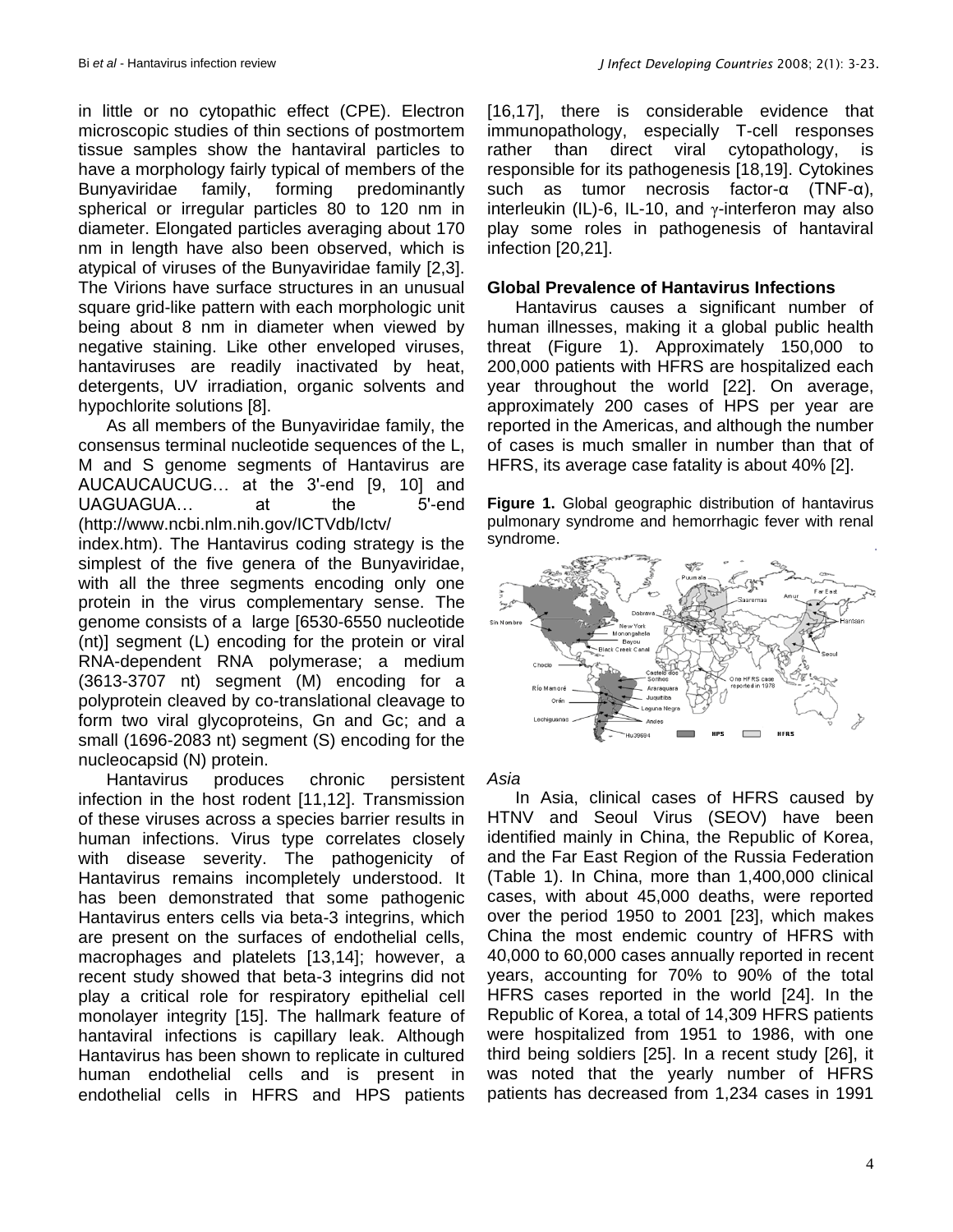in little or no cytopathic effect (CPE). Electron microscopic studies of thin sections of postmortem tissue samples show the hantaviral particles to have a morphology fairly typical of members of the Bunyaviridae family, forming predominantly spherical or irregular particles 80 to 120 nm in diameter. Elongated particles averaging about 170 nm in length have also been observed, which is atypical of viruses of the Bunyaviridae family [2,3]. The Virions have surface structures in an unusual square grid-like pattern with each morphologic unit being about 8 nm in diameter when viewed by negative staining. Like other enveloped viruses, hantaviruses are readily inactivated by heat, detergents, UV irradiation, organic solvents and hypochlorite solutions [8].

As all members of the Bunyaviridae family, the consensus terminal nucleotide sequences of the L, M and S genome segments of Hantavirus are AUCAUCAUCUG… at the 3'-end [9, 10] and UAGUAGUA… at the 5'-end (http://www.ncbi.nlm.nih.gov/ICTVdb/Ictv/index.htm). The Hantavirus coding strategy is the simplest of the five genera of the Bunyaviridae, with all the three segments encoding only one protein in the virus complementary sense. The genome consists of a large [6530-6550 nucleotide (nt)] segment (L) encoding for the protein or viral RNA-dependent RNA polymerase; a medium (3613-3707 nt) segment (M) encoding for a polyprotein cleaved by co-translational cleavage to form two viral glycoproteins, Gn and Gc; and a small (1696-2083 nt) segment (S) encoding for the nucleocapsid (N) protein.

Hantavirus produces chronic persistent infection in the host rodent [11,12]. Transmission of these viruses across a species barrier results in human infections. Virus type correlates closely with disease severity. The pathogenicity of Hantavirus remains incompletely understood. It has been demonstrated that some pathogenic Hantavirus enters cells via beta-3 integrins, which are present on the surfaces of endothelial cells, macrophages and platelets [13,14]; however, a recent study showed that beta-3 integrins did not play a critical role for respiratory epithelial cell monolayer integrity [15]. The hallmark feature of hantaviral infections is capillary leak. Although Hantavirus has been shown to replicate in cultured human endothelial cells and is present in endothelial cells in HFRS and HPS patients [16,17], there is considerable evidence that immunopathology, especially T-cell responses rather than direct viral cytopathology, is responsible for its pathogenesis [18,19]. Cytokines such as tumor necrosis factor-α (TNF-α), interleukin (IL)-6, IL-10, and γ-interferon may also play some roles in pathogenesis of hantaviral infection [20,21].

## Global Prevalence of Hantavirus Infections

Hantavirus causes a significant number of human illnesses, making it a global public health threat (Figure 1). Approximately 150,000 to 200,000 patients with HFRS are hospitalized each year throughout the world [22]. On average, approximately 200 cases of HPS per year are reported in the Americas, and although the number of cases is much smaller in number than that of HFRS, its average case fatality is about 40% [2].

**Figure 1.** Global geographic distribution of hantavirus pulmonary syndrome and hemorrhagic fever with renal syndrome.

### *Asia*

In Asia, clinical cases of HFRS caused by HTNV and Seoul Virus (SEOV) have been identified mainly in China, the Republic of Korea, and the Far East Region of the Russia Federation (Table 1). In China, more than 1,400,000 clinical cases, with about 45,000 deaths, were reported over the period 1950 to 2001 [23], which makes China the most endemic country of HFRS with 40,000 to 60,000 cases annually reported in recent years, accounting for 70% to 90% of the total HFRS cases reported in the world [24]. In the Republic of Korea, a total of 14,309 HFRS patients were hospitalized from 1951 to 1986, with one third being soldiers [25]. In a recent study [26], it was noted that the yearly number of HFRS patients has decreased from 1,234 cases in 1991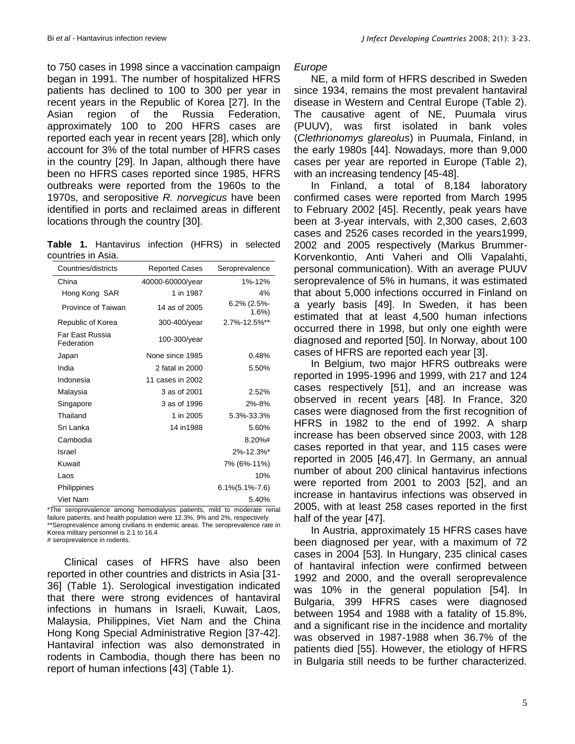to 750 cases in 1998 since a vaccination campaign began in 1991. The number of hospitalized HFRS patients has declined to 100 to 300 per year in recent years in the Republic of Korea [27]. In the Asian region of the Russia Federation, approximately 100 to 200 HFRS cases are reported each year in recent years [28], which only account for 3% of the total number of HFRS cases in the country [29]. In Japan, although there have been no HFRS cases reported since 1985, HFRS outbreaks were reported from the 1960s to the 1970s, and seropositive *R. norvegicus* have been identified in ports and reclaimed areas in different locations through the country [30].

**Table 1.** Hantavirus infection (HFRS) in selected countries in Asia.

| Countries/districts | Reported Cases | Seroprevalence |
|---|---|---|
| China | 40000-60000/year | 1%-12% |
| Hong Kong SAR | 1 in 1987 | 4% |
| Province of Taiwan | 14 as of 2005 | 6.2% (2.5%-1.6%) |
| Republic of Korea | 300-400/year | 2.7%-12.5%** |
| Far East Russia Federation | 100-300/year | |
| Japan | None since 1985 | 0.48% |
| India | 2 fatal in 2000 | 5.50% |
| Indonesia | 11 cases in 2002 | |
| Malaysia | 3 as of 2001 | 2.52% |
| Singapore | 3 as of 1996 | 2%-8% |
| Thailand | 1 in 2005 | 5.3%-33.3% |
| Sri Lanka | 14 in1988 | 5.60% |
| Cambodia | | 8.20%# |
| Israel | | 2%-12.3%* |
| Kuwait | | 7% (6%-11%) |
| Laos | | 10% |
| Philippines | | 6.1%(5.1%-7.6) |
| Viet Nam | | 5.40% |

*The seroprevalence among hemodialysis patients, mild to moderate renal failure patients, and health population were 12.3%, 9% and 2%, respectively
**Seroprevalence among civilians in endemic areas. The seroprevalence rate in Korea military personnel is 2.1 to 16.4
# seroprevalence in rodents.

Clinical cases of HFRS have also been reported in other countries and districts in Asia [31-36] (Table 1). Serological investigation indicated that there were strong evidences of hantaviral infections in humans in Israeli, Kuwait, Laos, Malaysia, Philippines, Viet Nam and the China Hong Kong Special Administrative Region [37-42]. Hantaviral infection was also demonstrated in rodents in Cambodia, though there has been no report of human infections [43] (Table 1).

*Europe*

NE, a mild form of HFRS described in Sweden since 1934, remains the most prevalent hantaviral disease in Western and Central Europe (Table 2). The causative agent of NE, Puumala virus (PUUV), was first isolated in bank voles (*Clethrionomys glareolus*) in Puumala, Finland, in the early 1980s [44]. Nowadays, more than 9,000 cases per year are reported in Europe (Table 2), with an increasing tendency [45-48].

In Finland, a total of 8,184 laboratory confirmed cases were reported from March 1995 to February 2002 [45]. Recently, peak years have been at 3-year intervals, with 2,300 cases, 2,603 cases and 2526 cases recorded in the years1999, 2002 and 2005 respectively (Markus Brummer-Korvenkontio, Anti Vaheri and Olli Vapalahti, personal communication). With an average PUUV seroprevalence of 5% in humans, it was estimated that about 5,000 infections occurred in Finland on a yearly basis [49]. In Sweden, it has been estimated that at least 4,500 human infections occurred there in 1998, but only one eighth were diagnosed and reported [50]. In Norway, about 100 cases of HFRS are reported each year [3].

In Belgium, two major HFRS outbreaks were reported in 1995-1996 and 1999, with 217 and 124 cases respectively [51], and an increase was observed in recent years [48]. In France, 320 cases were diagnosed from the first recognition of HFRS in 1982 to the end of 1992. A sharp increase has been observed since 2003, with 128 cases reported in that year, and 115 cases were reported in 2005 [46,47]. In Germany, an annual number of about 200 clinical hantavirus infections were reported from 2001 to 2003 [52], and an increase in hantavirus infections was observed in 2005, with at least 258 cases reported in the first half of the year [47].

In Austria, approximately 15 HFRS cases have been diagnosed per year, with a maximum of 72 cases in 2004 [53]. In Hungary, 235 clinical cases of hantaviral infection were confirmed between 1992 and 2000, and the overall seroprevalence was 10% in the general population [54]. In Bulgaria, 399 HFRS cases were diagnosed between 1954 and 1988 with a fatality of 15.8%, and a significant rise in the incidence and mortality was observed in 1987-1988 when 36.7% of the patients died [55]. However, the etiology of HFRS in Bulgaria still needs to be further characterized.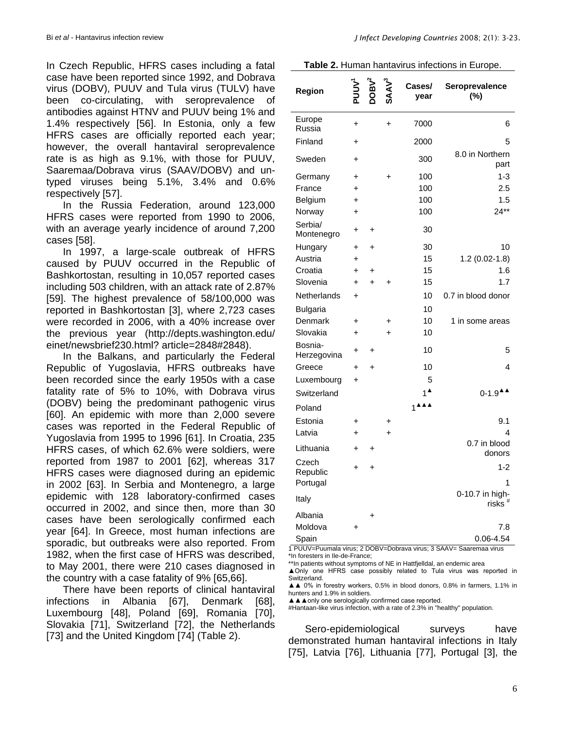In Czech Republic, HFRS cases including a fatal case have been reported since 1992, and Dobrava virus (DOBV), PUUV and Tula virus (TULV) have been co-circulating, with seroprevalence of antibodies against HTNV and PUUV being 1% and 1.4% respectively [56]. In Estonia, only a few HFRS cases are officially reported each year; however, the overall hantaviral seroprevalence rate is as high as 9.1%, with those for PUUV, Saaremaa/Dobrava virus (SAAV/DOBV) and un-typed viruses being 5.1%, 3.4% and 0.6% respectively [57].

In the Russia Federation, around 123,000 HFRS cases were reported from 1990 to 2006, with an average yearly incidence of around 7,200 cases [58].

In 1997, a large-scale outbreak of HFRS caused by PUUV occurred in the Republic of Bashkortostan, resulting in 10,057 reported cases including 503 children, with an attack rate of 2.87% [59]. The highest prevalence of 58/100,000 was reported in Bashkortostan [3], where 2,723 cases were recorded in 2006, with a 40% increase over the previous year (http://depts.washington.edu/einet/newsbrief230.html? article=2848#2848).

In the Balkans, and particularly the Federal Republic of Yugoslavia, HFRS outbreaks have been recorded since the early 1950s with a case fatality rate of 5% to 10%, with Dobrava virus (DOBV) being the predominant pathogenic virus [60]. An epidemic with more than 2,000 severe cases was reported in the Federal Republic of Yugoslavia from 1995 to 1996 [61]. In Croatia, 235 HFRS cases, of which 62.6% were soldiers, were reported from 1987 to 2001 [62], whereas 317 HFRS cases were diagnosed during an epidemic in 2002 [63]. In Serbia and Montenegro, a large epidemic with 128 laboratory-confirmed cases occurred in 2002, and since then, more than 30 cases have been serologically confirmed each year [64]. In Greece, most human infections are sporadic, but outbreaks were also reported. From 1982, when the first case of HFRS was described, to May 2001, there were 210 cases diagnosed in the country with a case fatality of 9% [65,66].

There have been reports of clinical hantaviral infections in Albania [67], Denmark [68], Luxembourg [48], Poland [69], Romania [70], Slovakia [71], Switzerland [72], the Netherlands [73] and the United Kingdom [74] (Table 2).

**Table 2.** Human hantavirus infections in Europe.

| Region | PUUV[1] | DOBV[2] | SAAV[3] | Cases/ year | Seroprevalence (%) |
|---|---|---|---|---|---|
| Europe Russia | + | | + | 7000 | 6 |
| Finland | + | | | 2000 | 5 |
| Sweden | + | | | 300 | 8.0 in Northern part |
| Germany | + | | + | 100 | 1-3 |
| France | + | | | 100 | 2.5 |
| Belgium | + | | | 100 | 1.5 |
| Norway | + | | | 100 | 24** |
| Serbia/ Montenegro | + | + | | 30 | |
| Hungary | + | + | | 30 | 10 |
| Austria | + | | | 15 | 1.2 (0.02-1.8) |
| Croatia | + | + | | 15 | 1.6 |
| Slovenia | + | + | + | 15 | 1.7 |
| Netherlands | + | | | 10 | 0.7 in blood donor |
| Bulgaria | | | | 10 | |
| Denmark | + | | + | 10 | 1 in some areas |
| Slovakia | + | | + | 10 | |
| Bosnia-Herzegovina | + | + | | 10 | 5 |
| Greece | + | + | | 10 | 4 |
| Luxembourg | + | | | 5 | |
| Switzerland | | | | 1▲ | 0-1.9▲▲ |
| Poland | | | | 1▲▲▲ | |
| Estonia | + | | + | | 9.1 |
| Latvia | + | | + | | 4 |
| Lithuania | + | + | | | 0.7 in blood donors |
| Czech Republic | + | + | | | 1-2 |
| Portugal | | | | | 1 |
| Italy | | | | | 0-10.7 in high-risks # |
| Albania | | + | | | |
| Moldova | + | | | | 7.8 |
| Spain | | | | | 0.06-4.54 |

1 PUUV=Puumala virus; 2 DOBV=Dobrava virus; 3 SAAV= Saaremaa virus
*In foresters in Ile-de-France;
**In patients without symptoms of NE in Hattfjelldal, an endemic area
▲Only one HFRS case possibly related to Tula virus was reported in Switzerland.
▲▲ 0% in forestry workers, 0.5% in blood donors, 0.8% in farmers, 1.1% in hunters and 1.9% in soldiers.
▲▲▲only one serologically confirmed case reported.
#Hantaan-like virus infection, with a rate of 2.3% in "healthy" population.

Sero-epidemiological surveys have demonstrated human hantaviral infections in Italy [75], Latvia [76], Lithuania [77], Portugal [3], the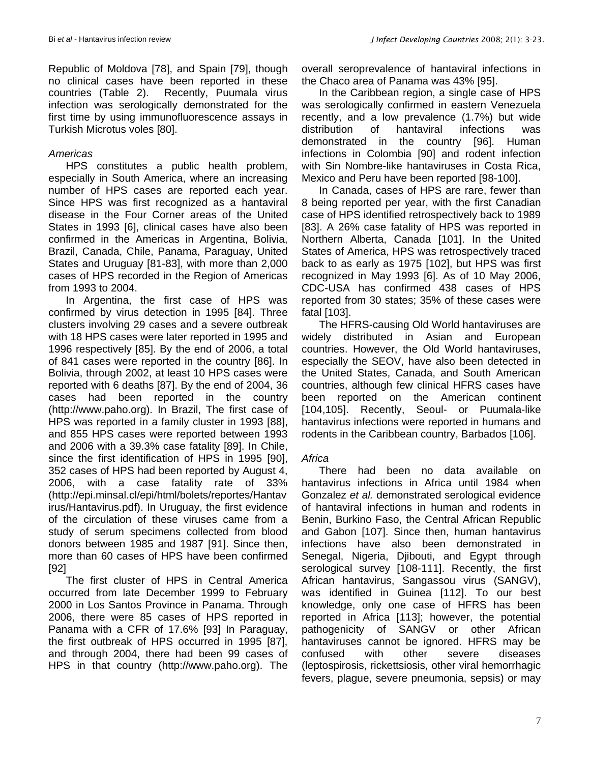Republic of Moldova [78], and Spain [79], though no clinical cases have been reported in these countries (Table 2). Recently, Puumala virus infection was serologically demonstrated for the first time by using immunofluorescence assays in Turkish Microtus voles [80].

*Americas*

HPS constitutes a public health problem, especially in South America, where an increasing number of HPS cases are reported each year. Since HPS was first recognized as a hantaviral disease in the Four Corner areas of the United States in 1993 [6], clinical cases have also been confirmed in the Americas in Argentina, Bolivia, Brazil, Canada, Chile, Panama, Paraguay, United States and Uruguay [81-83], with more than 2,000 cases of HPS recorded in the Region of Americas from 1993 to 2004.

In Argentina, the first case of HPS was confirmed by virus detection in 1995 [84]. Three clusters involving 29 cases and a severe outbreak with 18 HPS cases were later reported in 1995 and 1996 respectively [85]. By the end of 2006, a total of 841 cases were reported in the country [86]. In Bolivia, through 2002, at least 10 HPS cases were reported with 6 deaths [87]. By the end of 2004, 36 cases had been reported in the country (http://www.paho.org). In Brazil, The first case of HPS was reported in a family cluster in 1993 [88], and 855 HPS cases were reported between 1993 and 2006 with a 39.3% case fatality [89]. In Chile, since the first identification of HPS in 1995 [90], 352 cases of HPS had been reported by August 4, 2006, with a case fatality rate of 33% (http://epi.minsal.cl/epi/html/bolets/reportes/Hantavirus/Hantavirus.pdf). In Uruguay, the first evidence of the circulation of these viruses came from a study of serum specimens collected from blood donors between 1985 and 1987 [91]. Since then, more than 60 cases of HPS have been confirmed [92]

The first cluster of HPS in Central America occurred from late December 1999 to February 2000 in Los Santos Province in Panama. Through 2006, there were 85 cases of HPS reported in Panama with a CFR of 17.6% [93] In Paraguay, the first outbreak of HPS occurred in 1995 [87], and through 2004, there had been 99 cases of HPS in that country (http://www.paho.org). The overall seroprevalence of hantaviral infections in the Chaco area of Panama was 43% [95].

In the Caribbean region, a single case of HPS was serologically confirmed in eastern Venezuela recently, and a low prevalence (1.7%) but wide distribution of hantaviral infections was demonstrated in the country [96]. Human infections in Colombia [90] and rodent infection with Sin Nombre-like hantaviruses in Costa Rica, Mexico and Peru have been reported [98-100].

In Canada, cases of HPS are rare, fewer than 8 being reported per year, with the first Canadian case of HPS identified retrospectively back to 1989 [83]. A 26% case fatality of HPS was reported in Northern Alberta, Canada [101]. In the United States of America, HPS was retrospectively traced back to as early as 1975 [102], but HPS was first recognized in May 1993 [6]. As of 10 May 2006, CDC-USA has confirmed 438 cases of HPS reported from 30 states; 35% of these cases were fatal [103].

The HFRS-causing Old World hantaviruses are widely distributed in Asian and European countries. However, the Old World hantaviruses, especially the SEOV, have also been detected in the United States, Canada, and South American countries, although few clinical HFRS cases have been reported on the American continent [104,105]. Recently, Seoul- or Puumala-like hantavirus infections were reported in humans and rodents in the Caribbean country, Barbados [106].

*Africa*

There had been no data available on hantavirus infections in Africa until 1984 when Gonzalez *et al.* demonstrated serological evidence of hantaviral infections in human and rodents in Benin, Burkino Faso, the Central African Republic and Gabon [107]. Since then, human hantavirus infections have also been demonstrated in Senegal, Nigeria, Djibouti, and Egypt through serological survey [108-111]. Recently, the first African hantavirus, Sangassou virus (SANGV), was identified in Guinea [112]. To our best knowledge, only one case of HFRS has been reported in Africa [113]; however, the potential pathogenicity of SANGV or other African hantaviruses cannot be ignored. HFRS may be confused with other severe diseases (leptospirosis, rickettsiosis, other viral hemorrhagic fevers, plague, severe pneumonia, sepsis) or may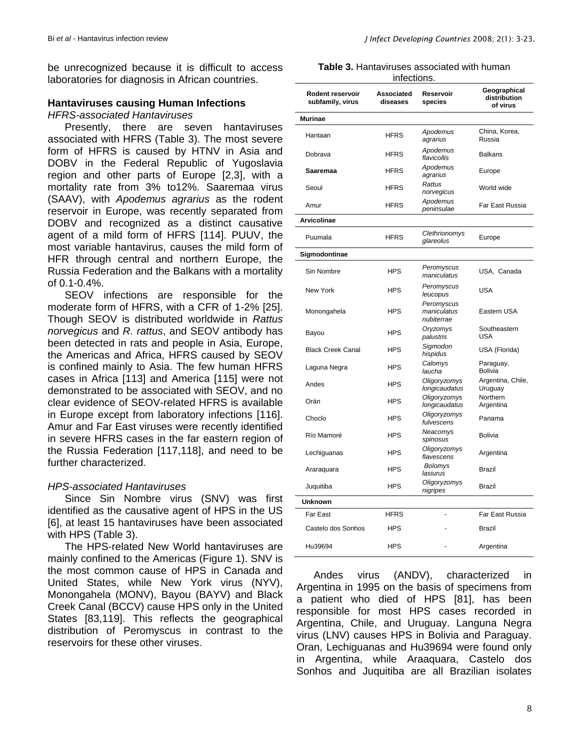be unrecognized because it is difficult to access laboratories for diagnosis in African countries.

### Hantaviruses causing Human Infections

*HFRS-associated Hantaviruses*

Presently, there are seven hantaviruses associated with HFRS (Table 3). The most severe form of HFRS is caused by HTNV in Asia and DOBV in the Federal Republic of Yugoslavia region and other parts of Europe [2,3], with a mortality rate from 3% to12%. Saaremaa virus (SAAV), with *Apodemus agrarius* as the rodent reservoir in Europe, was recently separated from DOBV and recognized as a distinct causative agent of a mild form of HFRS [114]. PUUV, the most variable hantavirus, causes the mild form of HFR through central and northern Europe, the Russia Federation and the Balkans with a mortality of 0.1-0.4%.

SEOV infections are responsible for the moderate form of HFRS, with a CFR of 1-2% [25]. Though SEOV is distributed worldwide in *Rattus norvegicus* and *R. rattus*, and SEOV antibody has been detected in rats and people in Asia, Europe, the Americas and Africa, HFRS caused by SEOV is confined mainly to Asia. The few human HFRS cases in Africa [113] and America [115] were not demonstrated to be associated with SEOV, and no clear evidence of SEOV-related HFRS is available in Europe except from laboratory infections [116]. Amur and Far East viruses were recently identified in severe HFRS cases in the far eastern region of the Russia Federation [117,118], and need to be further characterized.

*HPS-associated Hantaviruses*

Since Sin Nombre virus (SNV) was first identified as the causative agent of HPS in the US [6], at least 15 hantaviruses have been associated with HPS (Table 3).

The HPS-related New World hantaviruses are mainly confined to the Americas (Figure 1). SNV is the most common cause of HPS in Canada and United States, while New York virus (NYV), Monongahela (MONV), Bayou (BAYV) and Black Creek Canal (BCCV) cause HPS only in the United States [83,119]. This reflects the geographical distribution of Peromyscus in contrast to the reservoirs for these other viruses.

**Table 3.** Hantaviruses associated with human infections.

| Rodent reservoir subfamily, virus | Associated diseases | Reservoir species | Geographical distribution of virus |
|---|---|---|---|
| **Murinae** | | | |
| Hantaan | HFRS | *Apodemus agrarius* | China, Korea, Russia |
| Dobrava | HFRS | *Apodemus flavicollis* | Balkans |
| **Saaremaa** | HFRS | *Apodemus agrarius* | Europe |
| Seoul | HFRS | *Rattus norvegicus* | World wide |
| Amur | HFRS | *Apodemus peninsulae* | Far East Russia |
| **Arvicolinae** | | | |
| Puumala | HFRS | *Clethrionomys glareolus* | Europe |
| **Sigmodontinae** | | | |
| Sin Nombre | HPS | *Peromyscus maniculatus* | USA, Canada |
| New York | HPS | *Peromyscus leucopus* | USA |
| Monongahela | HPS | *Peromyscus maniculatus nubiterrae* | Eastern USA |
| Bayou | HPS | *Oryzomys palustris* | Southeastern USA |
| Black Creek Canal | HPS | *Sigmodon hispidus* | USA (Florida) |
| Laguna Negra | HPS | *Calomys laucha* | Paraguay, Bolivia |
| Andes | HPS | *Oligoryzomys longicaudatus* | Argentina, Chile, Uruguay |
| Orán | HPS | *Oligoryzomys longicaudatus* | Northern Argentina |
| Choclo | HPS | *Oligoryzomys fulvescens* | Panama |
| Río Mamoré | HPS | *Neacomys spinosus* | Bolivia |
| Lechiguanas | HPS | *Oligoryzomys flavescens* | Argentina |
| Araraquara | HPS | *Bolomys lasiurus* | Brazil |
| Juquitiba | HPS | *Oligoryzomys nigripes* | Brazil |
| **Unknown** | | | |
| Far East | HFRS | - | Far East Russia |
| Castelo dos Sonhos | HPS | - | Brazil |
| Hu39694 | HPS | - | Argentina |

Andes virus (ANDV), characterized in Argentina in 1995 on the basis of specimens from a patient who died of HPS [81], has been responsible for most HPS cases recorded in Argentina, Chile, and Uruguay. Languna Negra virus (LNV) causes HPS in Bolivia and Paraguay. Oran, Lechiguanas and Hu39694 were found only in Argentina, while Araaquara, Castelo dos Sonhos and Juquitiba are all Brazilian isolates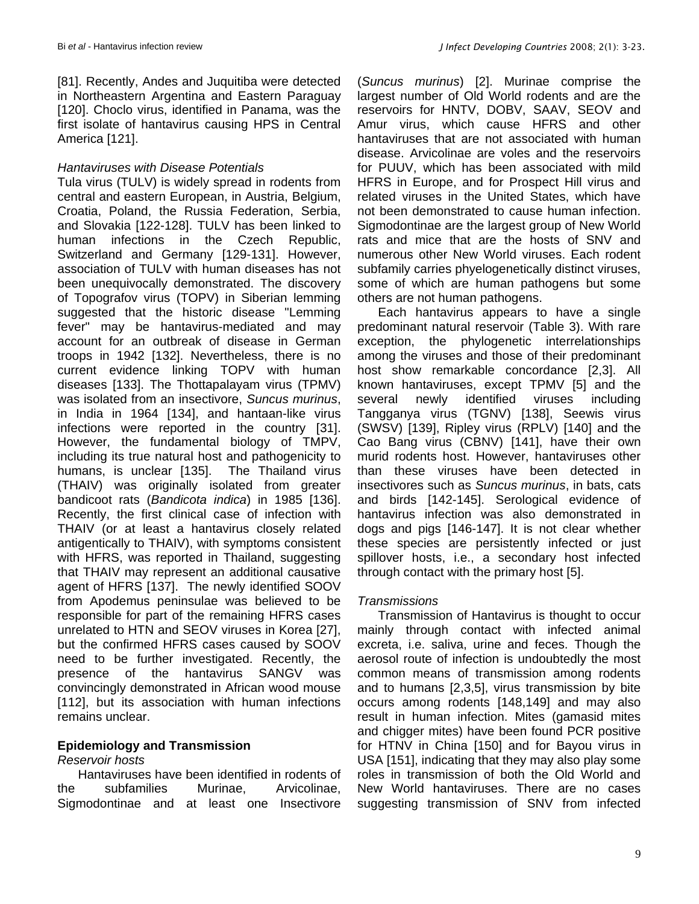[81]. Recently, Andes and Juquitiba were detected in Northeastern Argentina and Eastern Paraguay [120]. Choclo virus, identified in Panama, was the first isolate of hantavirus causing HPS in Central America [121].

*Hantaviruses with Disease Potentials*

Tula virus (TULV) is widely spread in rodents from central and eastern European, in Austria, Belgium, Croatia, Poland, the Russia Federation, Serbia, and Slovakia [122-128]. TULV has been linked to human infections in the Czech Republic, Switzerland and Germany [129-131]. However, association of TULV with human diseases has not been unequivocally demonstrated. The discovery of Topografov virus (TOPV) in Siberian lemming suggested that the historic disease "Lemming fever" may be hantavirus-mediated and may account for an outbreak of disease in German troops in 1942 [132]. Nevertheless, there is no current evidence linking TOPV with human diseases [133]. The Thottapalayam virus (TPMV) was isolated from an insectivore, *Suncus murinus*, in India in 1964 [134], and hantaan-like virus infections were reported in the country [31]. However, the fundamental biology of TMPV, including its true natural host and pathogenicity to humans, is unclear [135]. The Thailand virus (THAIV) was originally isolated from greater bandicoot rats (*Bandicota indica*) in 1985 [136]. Recently, the first clinical case of infection with THAIV (or at least a hantavirus closely related antigentically to THAIV), with symptoms consistent with HFRS, was reported in Thailand, suggesting that THAIV may represent an additional causative agent of HFRS [137]. The newly identified SOOV from Apodemus peninsulae was believed to be responsible for part of the remaining HFRS cases unrelated to HTN and SEOV viruses in Korea [27], but the confirmed HFRS cases caused by SOOV need to be further investigated. Recently, the presence of the hantavirus SANGV was convincingly demonstrated in African wood mouse [112], but its association with human infections remains unclear.

## Epidemiology and Transmission

*Reservoir hosts*

Hantaviruses have been identified in rodents of the subfamilies Murinae, Arvicolinae, Sigmodontinae and at least one Insectivore (*Suncus murinus*) [2]. Murinae comprise the largest number of Old World rodents and are the reservoirs for HNTV, DOBV, SAAV, SEOV and Amur virus, which cause HFRS and other hantaviruses that are not associated with human disease. Arvicolinae are voles and the reservoirs for PUUV, which has been associated with mild HFRS in Europe, and for Prospect Hill virus and related viruses in the United States, which have not been demonstrated to cause human infection. Sigmodontinae are the largest group of New World rats and mice that are the hosts of SNV and numerous other New World viruses. Each rodent subfamily carries phyelogenetically distinct viruses, some of which are human pathogens but some others are not human pathogens.

Each hantavirus appears to have a single predominant natural reservoir (Table 3). With rare exception, the phylogenetic interrelationships among the viruses and those of their predominant host show remarkable concordance [2,3]. All known hantaviruses, except TPMV [5] and the several newly identified viruses including Tangganya virus (TGNV) [138], Seewis virus (SWSV) [139], Ripley virus (RPLV) [140] and the Cao Bang virus (CBNV) [141], have their own murid rodents host. However, hantaviruses other than these viruses have been detected in insectivores such as *Suncus murinus*, in bats, cats and birds [142-145]. Serological evidence of hantavirus infection was also demonstrated in dogs and pigs [146-147]. It is not clear whether these species are persistently infected or just spillover hosts, i.e., a secondary host infected through contact with the primary host [5].

*Transmissions*

Transmission of Hantavirus is thought to occur mainly through contact with infected animal excreta, i.e. saliva, urine and feces. Though the aerosol route of infection is undoubtedly the most common means of transmission among rodents and to humans [2,3,5], virus transmission by bite occurs among rodents [148,149] and may also result in human infection. Mites (gamasid mites and chigger mites) have been found PCR positive for HTNV in China [150] and for Bayou virus in USA [151], indicating that they may also play some roles in transmission of both the Old World and New World hantaviruses. There are no cases suggesting transmission of SNV from infected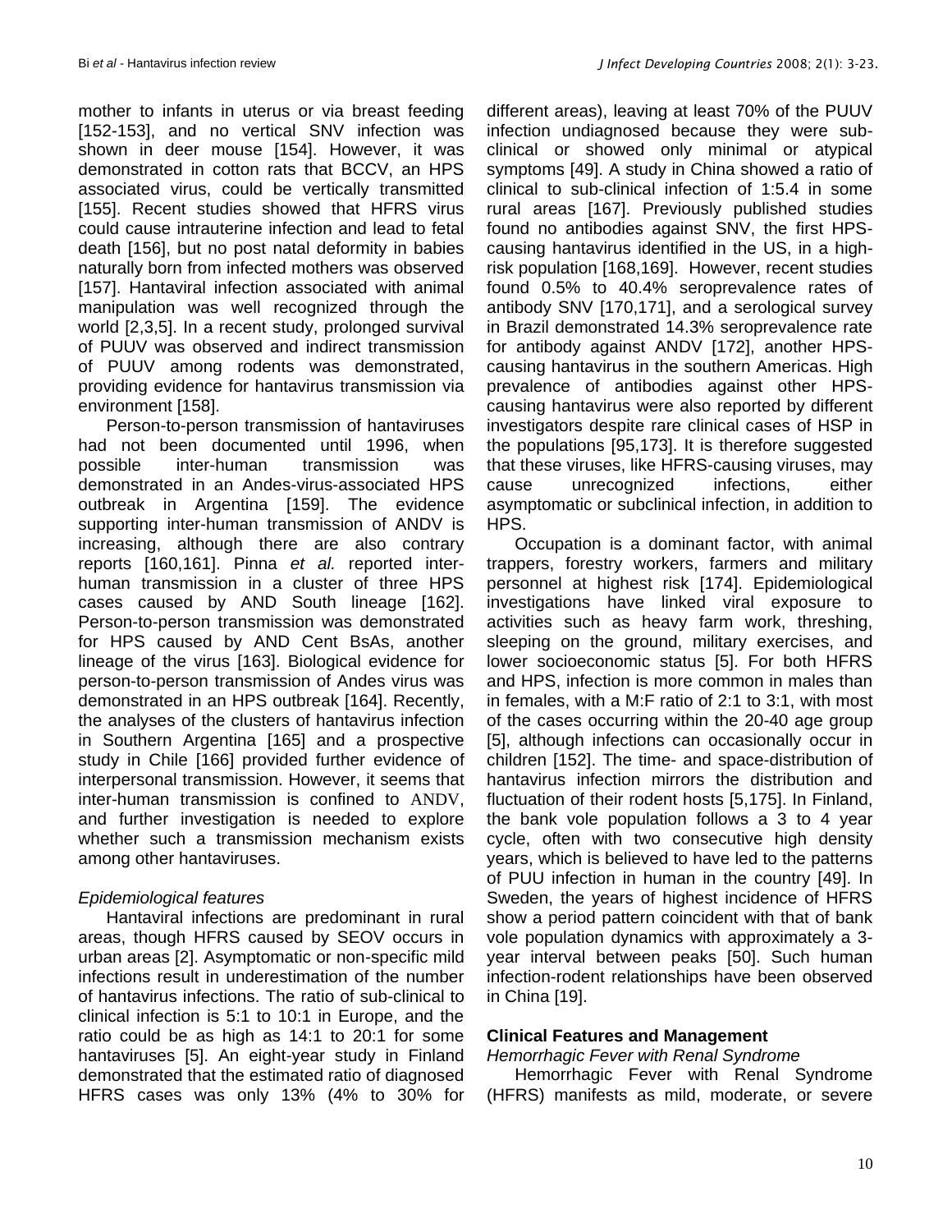mother to infants in uterus or via breast feeding [152-153], and no vertical SNV infection was shown in deer mouse [154]. However, it was demonstrated in cotton rats that BCCV, an HPS associated virus, could be vertically transmitted [155]. Recent studies showed that HFRS virus could cause intrauterine infection and lead to fetal death [156], but no post natal deformity in babies naturally born from infected mothers was observed [157]. Hantaviral infection associated with animal manipulation was well recognized through the world [2,3,5]. In a recent study, prolonged survival of PUUV was observed and indirect transmission of PUUV among rodents was demonstrated, providing evidence for hantavirus transmission via environment [158].

Person-to-person transmission of hantaviruses had not been documented until 1996, when possible inter-human transmission was demonstrated in an Andes-virus-associated HPS outbreak in Argentina [159]. The evidence supporting inter-human transmission of ANDV is increasing, although there are also contrary reports [160,161]. Pinna *et al.* reported inter-human transmission in a cluster of three HPS cases caused by AND South lineage [162]. Person-to-person transmission was demonstrated for HPS caused by AND Cent BsAs, another lineage of the virus [163]. Biological evidence for person-to-person transmission of Andes virus was demonstrated in an HPS outbreak [164]. Recently, the analyses of the clusters of hantavirus infection in Southern Argentina [165] and a prospective study in Chile [166] provided further evidence of interpersonal transmission. However, it seems that inter-human transmission is confined to ANDV, and further investigation is needed to explore whether such a transmission mechanism exists among other hantaviruses.

*Epidemiological features*

Hantaviral infections are predominant in rural areas, though HFRS caused by SEOV occurs in urban areas [2]. Asymptomatic or non-specific mild infections result in underestimation of the number of hantavirus infections. The ratio of sub-clinical to clinical infection is 5:1 to 10:1 in Europe, and the ratio could be as high as 14:1 to 20:1 for some hantaviruses [5]. An eight-year study in Finland demonstrated that the estimated ratio of diagnosed HFRS cases was only 13% (4% to 30% for different areas), leaving at least 70% of the PUUV infection undiagnosed because they were sub-clinical or showed only minimal or atypical symptoms [49]. A study in China showed a ratio of clinical to sub-clinical infection of 1:5.4 in some rural areas [167]. Previously published studies found no antibodies against SNV, the first HPS-causing hantavirus identified in the US, in a high-risk population [168,169]. However, recent studies found 0.5% to 40.4% seroprevalence rates of antibody SNV [170,171], and a serological survey in Brazil demonstrated 14.3% seroprevalence rate for antibody against ANDV [172], another HPS-causing hantavirus in the southern Americas. High prevalence of antibodies against other HPS-causing hantavirus were also reported by different investigators despite rare clinical cases of HSP in the populations [95,173]. It is therefore suggested that these viruses, like HFRS-causing viruses, may cause unrecognized infections, either asymptomatic or subclinical infection, in addition to HPS.

Occupation is a dominant factor, with animal trappers, forestry workers, farmers and military personnel at highest risk [174]. Epidemiological investigations have linked viral exposure to activities such as heavy farm work, threshing, sleeping on the ground, military exercises, and lower socioeconomic status [5]. For both HFRS and HPS, infection is more common in males than in females, with a M:F ratio of 2:1 to 3:1, with most of the cases occurring within the 20-40 age group [5], although infections can occasionally occur in children [152]. The time- and space-distribution of hantavirus infection mirrors the distribution and fluctuation of their rodent hosts [5,175]. In Finland, the bank vole population follows a 3 to 4 year cycle, often with two consecutive high density years, which is believed to have led to the patterns of PUU infection in human in the country [49]. In Sweden, the years of highest incidence of HFRS show a period pattern coincident with that of bank vole population dynamics with approximately a 3-year interval between peaks [50]. Such human infection-rodent relationships have been observed in China [19].

## Clinical Features and Management

*Hemorrhagic Fever with Renal Syndrome*

Hemorrhagic Fever with Renal Syndrome (HFRS) manifests as mild, moderate, or severe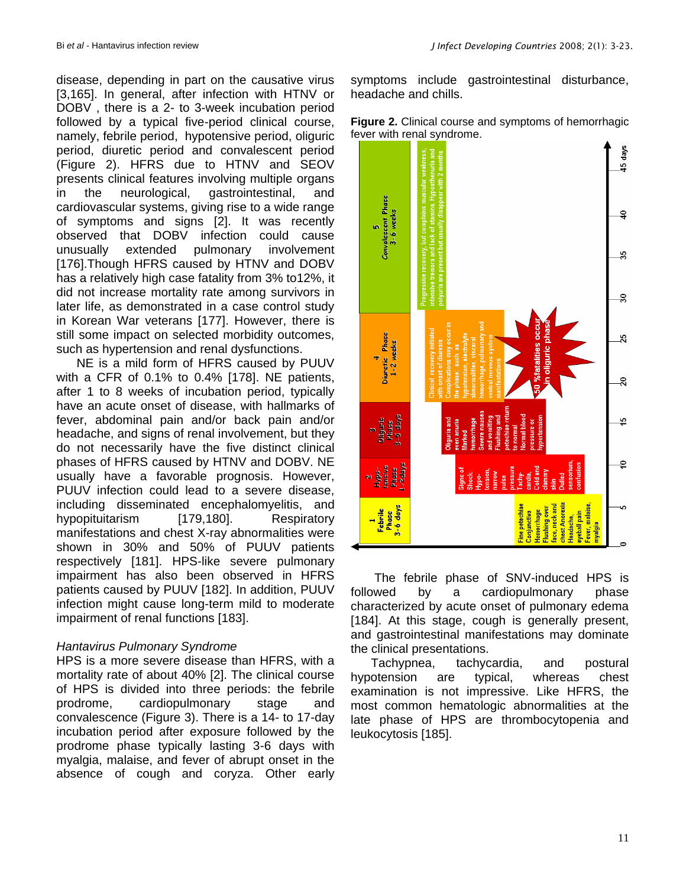disease, depending in part on the causative virus [3,165]. In general, after infection with HTNV or DOBV , there is a 2- to 3-week incubation period followed by a typical five-period clinical course, namely, febrile period, hypotensive period, oliguric period, diuretic period and convalescent period (Figure 2). HFRS due to HTNV and SEOV presents clinical features involving multiple organs in the neurological, gastrointestinal, and cardiovascular systems, giving rise to a wide range of symptoms and signs [2]. It was recently observed that DOBV infection could cause unusually extended pulmonary involvement [176].Though HFRS caused by HTNV and DOBV has a relatively high case fatality from 3% to12%, it did not increase mortality rate among survivors in later life, as demonstrated in a case control study in Korean War veterans [177]. However, there is still some impact on selected morbidity outcomes, such as hypertension and renal dysfunctions.

NE is a mild form of HFRS caused by PUUV with a CFR of 0.1% to 0.4% [178]. NE patients, after 1 to 8 weeks of incubation period, typically have an acute onset of disease, with hallmarks of fever, abdominal pain and/or back pain and/or headache, and signs of renal involvement, but they do not necessarily have the five distinct clinical phases of HFRS caused by HTNV and DOBV. NE usually have a favorable prognosis. However, PUUV infection could lead to a severe disease, including disseminated encephalomyelitis, and hypopituitarism [179,180]. Respiratory manifestations and chest X-ray abnormalities were shown in 30% and 50% of PUUV patients respectively [181]. HPS-like severe pulmonary impairment has also been observed in HFRS patients caused by PUUV [182]. In addition, PUUV infection might cause long-term mild to moderate impairment of renal functions [183].

### *Hantavirus Pulmonary Syndrome*

HPS is a more severe disease than HFRS, with a mortality rate of about 40% [2]. The clinical course of HPS is divided into three periods: the febrile prodrome, cardiopulmonary stage and convalescence (Figure 3). There is a 14- to 17-day incubation period after exposure followed by the prodrome phase typically lasting 3-6 days with myalgia, malaise, and fever of abrupt onset in the absence of cough and coryza. Other early symptoms include gastrointestinal disturbance, headache and chills.

**Figure 2.** Clinical course and symptoms of hemorrhagic fever with renal syndrome.

The febrile phase of SNV-induced HPS is followed by a cardiopulmonary phase characterized by acute onset of pulmonary edema [184]. At this stage, cough is generally present, and gastrointestinal manifestations may dominate the clinical presentations.

Tachypnea, tachycardia, and postural hypotension are typical, whereas chest examination is not impressive. Like HFRS, the most common hematologic abnormalities at the late phase of HPS are thrombocytopenia and leukocytosis [185].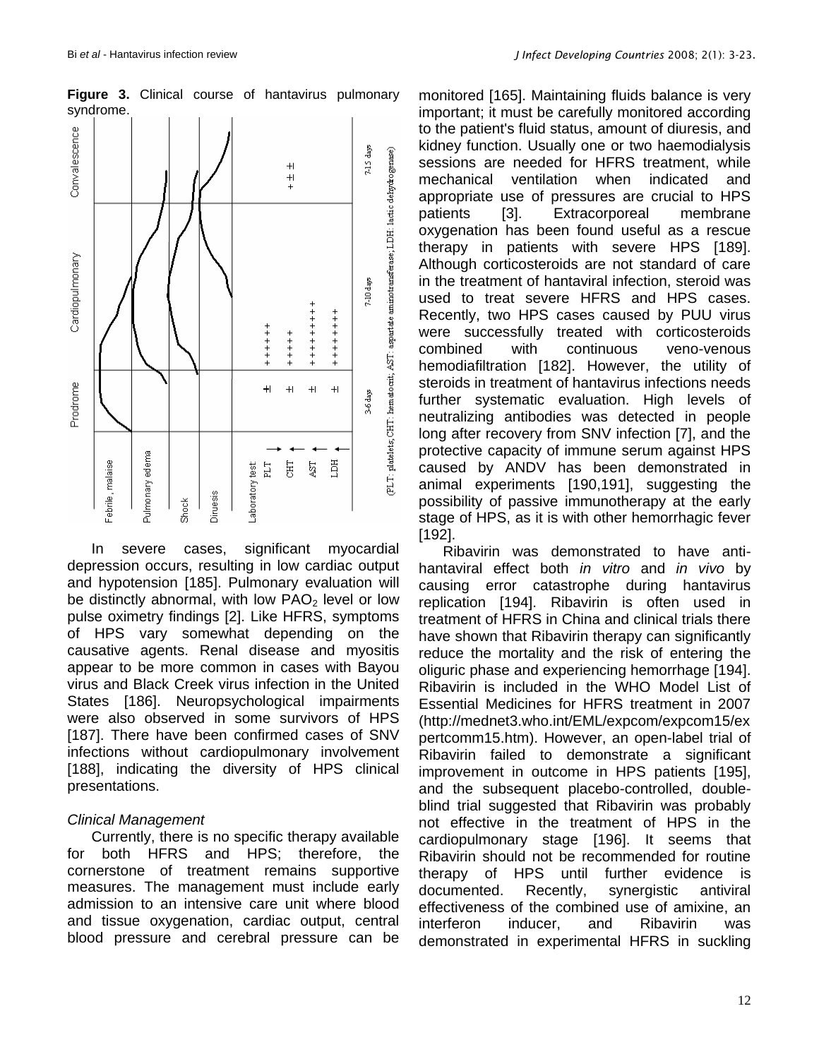**Figure 3.** Clinical course of hantavirus pulmonary syndrome.

In severe cases, significant myocardial depression occurs, resulting in low cardiac output and hypotension [185]. Pulmonary evaluation will be distinctly abnormal, with low $PAO_2$ level or low pulse oximetry findings [2]. Like HFRS, symptoms of HPS vary somewhat depending on the causative agents. Renal disease and myositis appear to be more common in cases with Bayou virus and Black Creek virus infection in the United States [186]. Neuropsychological impairments were also observed in some survivors of HPS [187]. There have been confirmed cases of SNV infections without cardiopulmonary involvement [188], indicating the diversity of HPS clinical presentations.

*Clinical Management*

Currently, there is no specific therapy available for both HFRS and HPS; therefore, the cornerstone of treatment remains supportive measures. The management must include early admission to an intensive care unit where blood and tissue oxygenation, cardiac output, central blood pressure and cerebral pressure can be monitored [165]. Maintaining fluids balance is very important; it must be carefully monitored according to the patient's fluid status, amount of diuresis, and kidney function. Usually one or two haemodialysis sessions are needed for HFRS treatment, while mechanical ventilation when indicated and appropriate use of pressures are crucial to HPS patients [3]. Extracorporeal membrane oxygenation has been found useful as a rescue therapy in patients with severe HPS [189]. Although corticosteroids are not standard of care in the treatment of hantaviral infection, steroid was used to treat severe HFRS and HPS cases. Recently, two HPS cases caused by PUU virus were successfully treated with corticosteroids combined with continuous veno-venous hemodiafiltration [182]. However, the utility of steroids in treatment of hantavirus infections needs further systematic evaluation. High levels of neutralizing antibodies was detected in people long after recovery from SNV infection [7], and the protective capacity of immune serum against HPS caused by ANDV has been demonstrated in animal experiments [190,191], suggesting the possibility of passive immunotherapy at the early stage of HPS, as it is with other hemorrhagic fever [192].

Ribavirin was demonstrated to have anti-hantaviral effect both *in vitro* and *in vivo* by causing error catastrophe during hantavirus replication [194]. Ribavirin is often used in treatment of HFRS in China and clinical trials there have shown that Ribavirin therapy can significantly reduce the mortality and the risk of entering the oliguric phase and experiencing hemorrhage [194]. Ribavirin is included in the WHO Model List of Essential Medicines for HFRS treatment in 2007 (http://mednet3.who.int/EML/expcom/expcom15/expertcomm15.htm). However, an open-label trial of Ribavirin failed to demonstrate a significant improvement in outcome in HPS patients [195], and the subsequent placebo-controlled, double-blind trial suggested that Ribavirin was probably not effective in the treatment of HPS in the cardiopulmonary stage [196]. It seems that Ribavirin should not be recommended for routine therapy of HPS until further evidence is documented. Recently, synergistic antiviral effectiveness of the combined use of amixine, an interferon inducer, and Ribavirin was demonstrated in experimental HFRS in suckling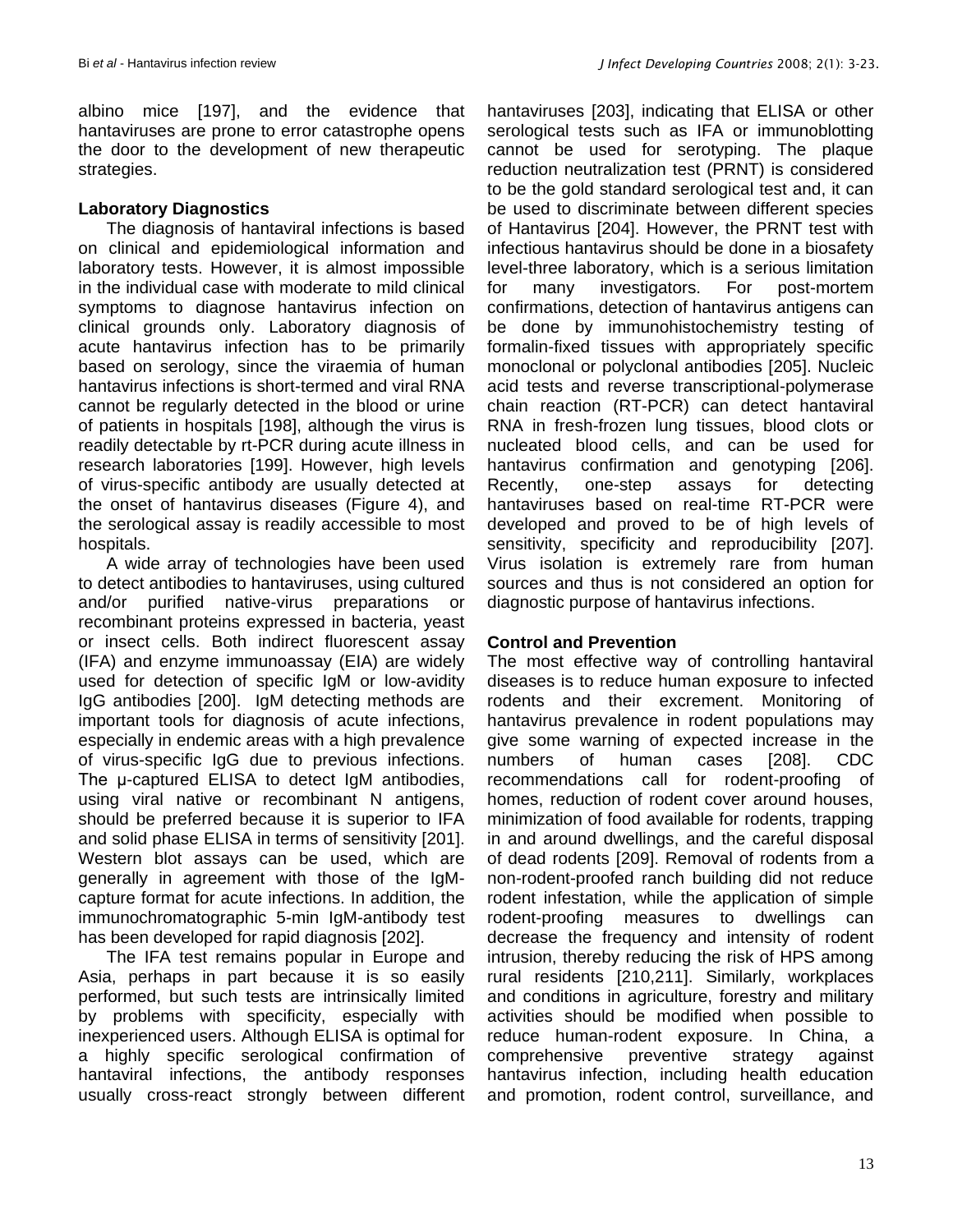albino mice [197], and the evidence that hantaviruses are prone to error catastrophe opens the door to the development of new therapeutic strategies.

### Laboratory Diagnostics

The diagnosis of hantaviral infections is based on clinical and epidemiological information and laboratory tests. However, it is almost impossible in the individual case with moderate to mild clinical symptoms to diagnose hantavirus infection on clinical grounds only. Laboratory diagnosis of acute hantavirus infection has to be primarily based on serology, since the viraemia of human hantavirus infections is short-termed and viral RNA cannot be regularly detected in the blood or urine of patients in hospitals [198], although the virus is readily detectable by rt-PCR during acute illness in research laboratories [199]. However, high levels of virus-specific antibody are usually detected at the onset of hantavirus diseases (Figure 4), and the serological assay is readily accessible to most hospitals.

A wide array of technologies have been used to detect antibodies to hantaviruses, using cultured and/or purified native-virus preparations or recombinant proteins expressed in bacteria, yeast or insect cells. Both indirect fluorescent assay (IFA) and enzyme immunoassay (EIA) are widely used for detection of specific IgM or low-avidity IgG antibodies [200]. IgM detecting methods are important tools for diagnosis of acute infections, especially in endemic areas with a high prevalence of virus-specific IgG due to previous infections. The μ-captured ELISA to detect IgM antibodies, using viral native or recombinant N antigens, should be preferred because it is superior to IFA and solid phase ELISA in terms of sensitivity [201]. Western blot assays can be used, which are generally in agreement with those of the IgM-capture format for acute infections. In addition, the immunochromatographic 5-min IgM-antibody test has been developed for rapid diagnosis [202].

The IFA test remains popular in Europe and Asia, perhaps in part because it is so easily performed, but such tests are intrinsically limited by problems with specificity, especially with inexperienced users. Although ELISA is optimal for a highly specific serological confirmation of hantaviral infections, the antibody responses usually cross-react strongly between different hantaviruses [203], indicating that ELISA or other serological tests such as IFA or immunoblotting cannot be used for serotyping. The plaque reduction neutralization test (PRNT) is considered to be the gold standard serological test and, it can be used to discriminate between different species of Hantavirus [204]. However, the PRNT test with infectious hantavirus should be done in a biosafety level-three laboratory, which is a serious limitation for many investigators. For post-mortem confirmations, detection of hantavirus antigens can be done by immunohistochemistry testing of formalin-fixed tissues with appropriately specific monoclonal or polyclonal antibodies [205]. Nucleic acid tests and reverse transcriptional-polymerase chain reaction (RT-PCR) can detect hantaviral RNA in fresh-frozen lung tissues, blood clots or nucleated blood cells, and can be used for hantavirus confirmation and genotyping [206]. Recently, one-step assays for detecting hantaviruses based on real-time RT-PCR were developed and proved to be of high levels of sensitivity, specificity and reproducibility [207]. Virus isolation is extremely rare from human sources and thus is not considered an option for diagnostic purpose of hantavirus infections.

### Control and Prevention

The most effective way of controlling hantaviral diseases is to reduce human exposure to infected rodents and their excrement. Monitoring of hantavirus prevalence in rodent populations may give some warning of expected increase in the numbers of human cases [208]. CDC recommendations call for rodent-proofing of homes, reduction of rodent cover around houses, minimization of food available for rodents, trapping in and around dwellings, and the careful disposal of dead rodents [209]. Removal of rodents from a non-rodent-proofed ranch building did not reduce rodent infestation, while the application of simple rodent-proofing measures to dwellings can decrease the frequency and intensity of rodent intrusion, thereby reducing the risk of HPS among rural residents [210,211]. Similarly, workplaces and conditions in agriculture, forestry and military activities should be modified when possible to reduce human-rodent exposure. In China, a comprehensive preventive strategy against hantavirus infection, including health education and promotion, rodent control, surveillance, and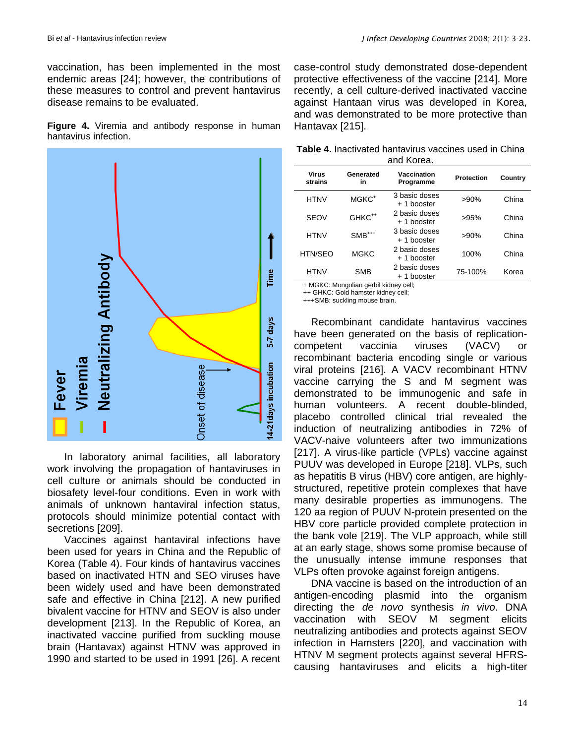vaccination, has been implemented in the most endemic areas [24]; however, the contributions of these measures to control and prevent hantavirus disease remains to be evaluated.

**Figure 4.** Viremia and antibody response in human hantavirus infection.

In laboratory animal facilities, all laboratory work involving the propagation of hantaviruses in cell culture or animals should be conducted in biosafety level-four conditions. Even in work with animals of unknown hantaviral infection status, protocols should minimize potential contact with secretions [209].

Vaccines against hantaviral infections have been used for years in China and the Republic of Korea (Table 4). Four kinds of hantavirus vaccines based on inactivated HTN and SEO viruses have been widely used and have been demonstrated safe and effective in China [212]. A new purified bivalent vaccine for HTNV and SEOV is also under development [213]. In the Republic of Korea, an inactivated vaccine purified from suckling mouse brain (Hantavax) against HTNV was approved in 1990 and started to be used in 1991 [26]. A recent case-control study demonstrated dose-dependent protective effectiveness of the vaccine [214]. More recently, a cell culture-derived inactivated vaccine against Hantaan virus was developed in Korea, and was demonstrated to be more protective than Hantavax [215].

**Table 4.** Inactivated hantavirus vaccines used in China and Korea.

| Virus strains | Generated in | Vaccination Programme | Protection | Country |
|---|---|---|---|---|
| HTNV | MGKC+ | 3 basic doses + 1 booster | >90% | China |
| SEOV | GHKC++ | 2 basic doses + 1 booster | >95% | China |
| HTNV | SMB+++ | 3 basic doses + 1 booster | >90% | China |
| HTN/SEO | MGKC | 2 basic doses + 1 booster | 100% | China |
| HTNV | SMB | 2 basic doses + 1 booster | 75-100% | Korea |

+ MGKC: Mongolian gerbil kidney cell;
++ GHKC: Gold hamster kidney cell;
+++SMB: suckling mouse brain.

Recombinant candidate hantavirus vaccines have been generated on the basis of replication-competent vaccinia viruses (VACV) or recombinant bacteria encoding single or various viral proteins [216]. A VACV recombinant HTNV vaccine carrying the S and M segment was demonstrated to be immunogenic and safe in human volunteers. A recent double-blinded, placebo controlled clinical trial revealed the induction of neutralizing antibodies in 72% of VACV-naive volunteers after two immunizations [217]. A virus-like particle (VPLs) vaccine against PUUV was developed in Europe [218]. VLPs, such as hepatitis B virus (HBV) core antigen, are highly-structured, repetitive protein complexes that have many desirable properties as immunogens. The 120 aa region of PUUV N-protein presented on the HBV core particle provided complete protection in the bank vole [219]. The VLP approach, while still at an early stage, shows some promise because of the unusually intense immune responses that VLPs often provoke against foreign antigens.

DNA vaccine is based on the introduction of an antigen-encoding plasmid into the organism directing the *de novo* synthesis *in vivo*. DNA vaccination with SEOV M segment elicits neutralizing antibodies and protects against SEOV infection in Hamsters [220], and vaccination with HTNV M segment protects against several HFRS-causing hantaviruses and elicits a high-titer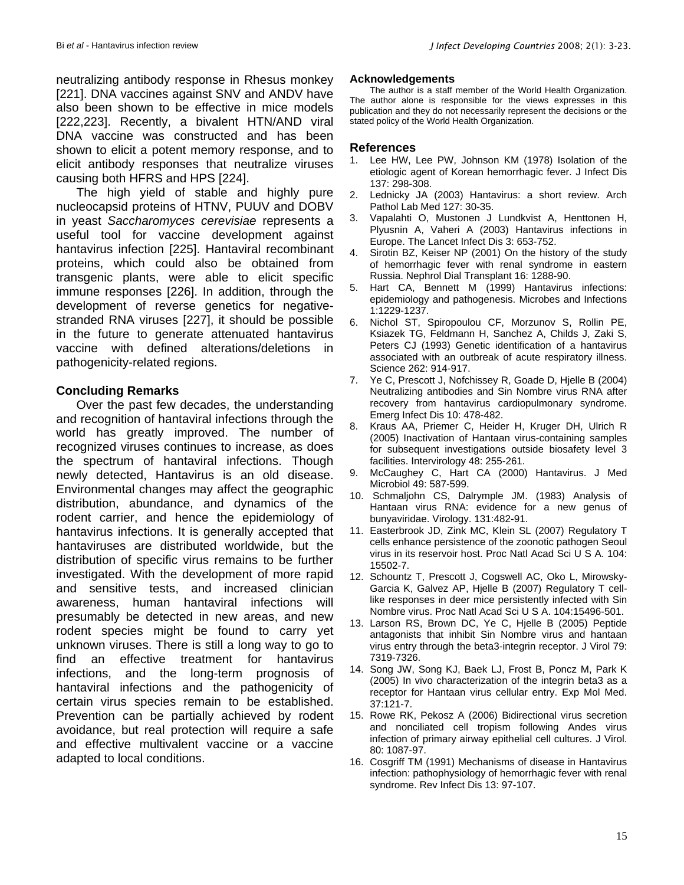neutralizing antibody response in Rhesus monkey [221]. DNA vaccines against SNV and ANDV have also been shown to be effective in mice models [222,223]. Recently, a bivalent HTN/AND viral DNA vaccine was constructed and has been shown to elicit a potent memory response, and to elicit antibody responses that neutralize viruses causing both HFRS and HPS [224].

The high yield of stable and highly pure nucleocapsid proteins of HTNV, PUUV and DOBV in yeast *Saccharomyces cerevisiae* represents a useful tool for vaccine development against hantavirus infection [225]. Hantaviral recombinant proteins, which could also be obtained from transgenic plants, were able to elicit specific immune responses [226]. In addition, through the development of reverse genetics for negative-stranded RNA viruses [227], it should be possible in the future to generate attenuated hantavirus vaccine with defined alterations/deletions in pathogenicity-related regions.

## Concluding Remarks

Over the past few decades, the understanding and recognition of hantaviral infections through the world has greatly improved. The number of recognized viruses continues to increase, as does the spectrum of hantaviral infections. Though newly detected, Hantavirus is an old disease. Environmental changes may affect the geographic distribution, abundance, and dynamics of the rodent carrier, and hence the epidemiology of hantavirus infections. It is generally accepted that hantaviruses are distributed worldwide, but the distribution of specific virus remains to be further investigated. With the development of more rapid and sensitive tests, and increased clinician awareness, human hantaviral infections will presumably be detected in new areas, and new rodent species might be found to carry yet unknown viruses. There is still a long way to go to find an effective treatment for hantavirus infections, and the long-term prognosis of hantaviral infections and the pathogenicity of certain virus species remain to be established. Prevention can be partially achieved by rodent avoidance, but real protection will require a safe and effective multivalent vaccine or a vaccine adapted to local conditions.

### Acknowledgements

The author is a staff member of the World Health Organization. The author alone is responsible for the views expresses in this publication and they do not necessarily represent the decisions or the stated policy of the World Health Organization.

## References

1. Lee HW, Lee PW, Johnson KM (1978) Isolation of the etiologic agent of Korean hemorrhagic fever. J Infect Dis 137: 298-308.
2. Lednicky JA (2003) Hantavirus: a short review. Arch Pathol Lab Med 127: 30-35.
3. Vapalahti O, Mustonen J Lundkvist A, Henttonen H, Plyusnin A, Vaheri A (2003) Hantavirus infections in Europe. The Lancet Infect Dis 3: 653-752.
4. Sirotin BZ, Keiser NP (2001) On the history of the study of hemorrhagic fever with renal syndrome in eastern Russia. Nephrol Dial Transplant 16: 1288-90.
5. Hart CA, Bennett M (1999) Hantavirus infections: epidemiology and pathogenesis. Microbes and Infections 1:1229-1237.
6. Nichol ST, Spiropoulou CF, Morzunov S, Rollin PE, Ksiazek TG, Feldmann H, Sanchez A, Childs J, Zaki S, Peters CJ (1993) Genetic identification of a hantavirus associated with an outbreak of acute respiratory illness. Science 262: 914-917.
7. Ye C, Prescott J, Nofchissey R, Goade D, Hjelle B (2004) Neutralizing antibodies and Sin Nombre virus RNA after recovery from hantavirus cardiopulmonary syndrome. Emerg Infect Dis 10: 478-482.
8. Kraus AA, Priemer C, Heider H, Kruger DH, Ulrich R (2005) Inactivation of Hantaan virus-containing samples for subsequent investigations outside biosafety level 3 facilities. Intervirology 48: 255-261.
9. McCaughey C, Hart CA (2000) Hantavirus. J Med Microbiol 49: 587-599.
10. Schmaljohn CS, Dalrymple JM. (1983) Analysis of Hantaan virus RNA: evidence for a new genus of bunyaviridae. Virology. 131:482-91.
11. Easterbrook JD, Zink MC, Klein SL (2007) Regulatory T cells enhance persistence of the zoonotic pathogen Seoul virus in its reservoir host. Proc Natl Acad Sci U S A. 104: 15502-7.
12. Schountz T, Prescott J, Cogswell AC, Oko L, Mirowsky-Garcia K, Galvez AP, Hjelle B (2007) Regulatory T cell-like responses in deer mice persistently infected with Sin Nombre virus. Proc Natl Acad Sci U S A. 104:15496-501.
13. Larson RS, Brown DC, Ye C, Hjelle B (2005) Peptide antagonists that inhibit Sin Nombre virus and hantaan virus entry through the beta3-integrin receptor. J Virol 79: 7319-7326.
14. Song JW, Song KJ, Baek LJ, Frost B, Poncz M, Park K (2005) In vivo characterization of the integrin beta3 as a receptor for Hantaan virus cellular entry. Exp Mol Med. 37:121-7.
15. Rowe RK, Pekosz A (2006) Bidirectional virus secretion and nonciliated cell tropism following Andes virus infection of primary airway epithelial cell cultures. J Virol. 80: 1087-97.
16. Cosgriff TM (1991) Mechanisms of disease in Hantavirus infection: pathophysiology of hemorrhagic fever with renal syndrome. Rev Infect Dis 13: 97-107.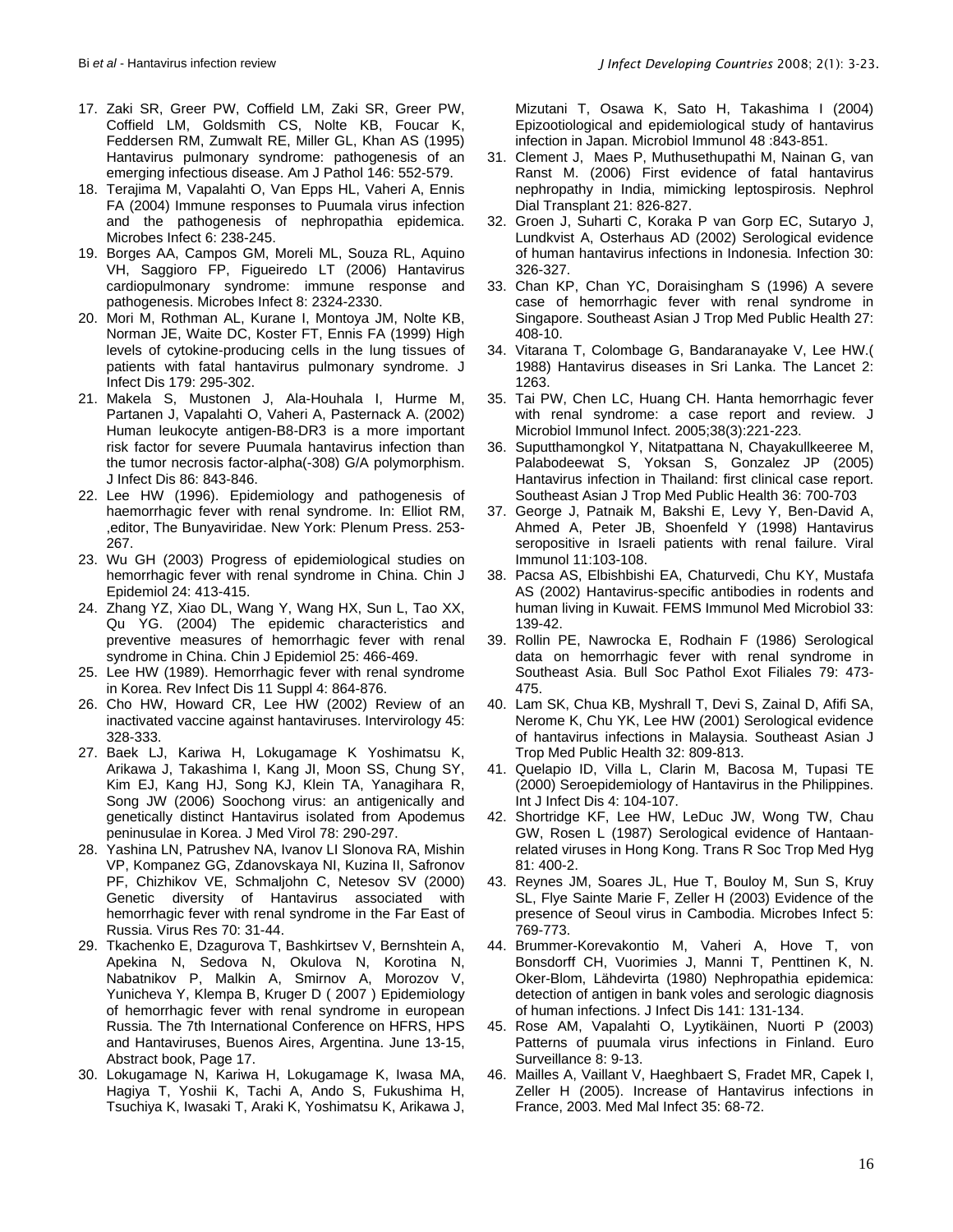17. Zaki SR, Greer PW, Coffield LM, Zaki SR, Greer PW, Coffield LM, Goldsmith CS, Nolte KB, Foucar K, Feddersen RM, Zumwalt RE, Miller GL, Khan AS (1995) Hantavirus pulmonary syndrome: pathogenesis of an emerging infectious disease. Am J Pathol 146: 552-579.
18. Terajima M, Vapalahti O, Van Epps HL, Vaheri A, Ennis FA (2004) Immune responses to Puumala virus infection and the pathogenesis of nephropathia epidemica. Microbes Infect 6: 238-245.
19. Borges AA, Campos GM, Moreli ML, Souza RL, Aquino VH, Saggioro FP, Figueiredo LT (2006) Hantavirus cardiopulmonary syndrome: immune response and pathogenesis. Microbes Infect 8: 2324-2330.
20. Mori M, Rothman AL, Kurane I, Montoya JM, Nolte KB, Norman JE, Waite DC, Koster FT, Ennis FA (1999) High levels of cytokine-producing cells in the lung tissues of patients with fatal hantavirus pulmonary syndrome. J Infect Dis 179: 295-302.
21. Makela S, Mustonen J, Ala-Houhala I, Hurme M, Partanen J, Vapalahti O, Vaheri A, Pasternack A. (2002) Human leukocyte antigen-B8-DR3 is a more important risk factor for severe Puumala hantavirus infection than the tumor necrosis factor-alpha(-308) G/A polymorphism. J Infect Dis 86: 843-846.
22. Lee HW (1996). Epidemiology and pathogenesis of haemorrhagic fever with renal syndrome. In: Elliot RM, ,editor, The Bunyaviridae. New York: Plenum Press. 253-267.
23. Wu GH (2003) Progress of epidemiological studies on hemorrhagic fever with renal syndrome in China. Chin J Epidemiol 24: 413-415.
24. Zhang YZ, Xiao DL, Wang Y, Wang HX, Sun L, Tao XX, Qu YG. (2004) The epidemic characteristics and preventive measures of hemorrhagic fever with renal syndrome in China. Chin J Epidemiol 25: 466-469.
25. Lee HW (1989). Hemorrhagic fever with renal syndrome in Korea. Rev Infect Dis 11 Suppl 4: 864-876.
26. Cho HW, Howard CR, Lee HW (2002) Review of an inactivated vaccine against hantaviruses. Intervirology 45: 328-333.
27. Baek LJ, Kariwa H, Lokugamage K Yoshimatsu K, Arikawa J, Takashima I, Kang JI, Moon SS, Chung SY, Kim EJ, Kang HJ, Song KJ, Klein TA, Yanagihara R, Song JW (2006) Soochong virus: an antigenically and genetically distinct Hantavirus isolated from Apodemus peninusulae in Korea. J Med Virol 78: 290-297.
28. Yashina LN, Patrushev NA, Ivanov LI Slonova RA, Mishin VP, Kompanez GG, Zdanovskaya NI, Kuzina II, Safronov PF, Chizhikov VE, Schmaljohn C, Netesov SV (2000) Genetic diversity of Hantavirus associated with hemorrhagic fever with renal syndrome in the Far East of Russia. Virus Res 70: 31-44.
29. Tkachenko E, Dzagurova T, Bashkirtsev V, Bernshtein A, Apekina N, Sedova N, Okulova N, Korotina N, Nabatnikov P, Malkin A, Smirnov A, Morozov V, Yunicheva Y, Klempa B, Kruger D ( 2007 ) Epidemiology of hemorrhagic fever with renal syndrome in european Russia. The 7th International Conference on HFRS, HPS and Hantaviruses, Buenos Aires, Argentina. June 13-15, Abstract book, Page 17.
30. Lokugamage N, Kariwa H, Lokugamage K, Iwasa MA, Hagiya T, Yoshii K, Tachi A, Ando S, Fukushima H, Tsuchiya K, Iwasaki T, Araki K, Yoshimatsu K, Arikawa J, Mizutani T, Osawa K, Sato H, Takashima I (2004) Epizootiological and epidemiological study of hantavirus infection in Japan. Microbiol Immunol 48 :843-851.
31. Clement J, Maes P, Muthusethupathi M, Nainan G, van Ranst M. (2006) First evidence of fatal hantavirus nephropathy in India, mimicking leptospirosis. Nephrol Dial Transplant 21: 826-827.
32. Groen J, Suharti C, Koraka P van Gorp EC, Sutaryo J, Lundkvist A, Osterhaus AD (2002) Serological evidence of human hantavirus infections in Indonesia. Infection 30: 326-327.
33. Chan KP, Chan YC, Doraisingham S (1996) A severe case of hemorrhagic fever with renal syndrome in Singapore. Southeast Asian J Trop Med Public Health 27: 408-10.
34. Vitarana T, Colombage G, Bandaranayake V, Lee HW.( 1988) Hantavirus diseases in Sri Lanka. The Lancet 2: 1263.
35. Tai PW, Chen LC, Huang CH. Hanta hemorrhagic fever with renal syndrome: a case report and review. J Microbiol Immunol Infect. 2005;38(3):221-223.
36. Suputthamongkol Y, Nitatpattana N, Chayakullkeeree M, Palabodeewat S, Yoksan S, Gonzalez JP (2005) Hantavirus infection in Thailand: first clinical case report. Southeast Asian J Trop Med Public Health 36: 700-703
37. George J, Patnaik M, Bakshi E, Levy Y, Ben-David A, Ahmed A, Peter JB, Shoenfeld Y (1998) Hantavirus seropositive in Israeli patients with renal failure. Viral Immunol 11:103-108.
38. Pacsa AS, Elbishbishi EA, Chaturvedi, Chu KY, Mustafa AS (2002) Hantavirus-specific antibodies in rodents and human living in Kuwait. FEMS Immunol Med Microbiol 33: 139-42.
39. Rollin PE, Nawrocka E, Rodhain F (1986) Serological data on hemorrhagic fever with renal syndrome in Southeast Asia. Bull Soc Pathol Exot Filiales 79: 473-475.
40. Lam SK, Chua KB, Myshrall T, Devi S, Zainal D, Afifi SA, Nerome K, Chu YK, Lee HW (2001) Serological evidence of hantavirus infections in Malaysia. Southeast Asian J Trop Med Public Health 32: 809-813.
41. Quelapio ID, Villa L, Clarin M, Bacosa M, Tupasi TE (2000) Seroepidemiology of Hantavirus in the Philippines. Int J Infect Dis 4: 104-107.
42. Shortridge KF, Lee HW, LeDuc JW, Wong TW, Chau GW, Rosen L (1987) Serological evidence of Hantaan-related viruses in Hong Kong. Trans R Soc Trop Med Hyg 81: 400-2.
43. Reynes JM, Soares JL, Hue T, Bouloy M, Sun S, Kruy SL, Flye Sainte Marie F, Zeller H (2003) Evidence of the presence of Seoul virus in Cambodia. Microbes Infect 5: 769-773.
44. Brummer-Korevakontio M, Vaheri A, Hove T, von Bonsdorff CH, Vuorimies J, Manni T, Penttinen K, N. Oker-Blom, Lähdevirta (1980) Nephropathia epidemica: detection of antigen in bank voles and serologic diagnosis of human infections. J Infect Dis 141: 131-134.
45. Rose AM, Vapalahti O, Lyytikäinen, Nuorti P (2003) Patterns of puumala virus infections in Finland. Euro Surveillance 8: 9-13.
46. Mailles A, Vaillant V, Haeghbaert S, Fradet MR, Capek I, Zeller H (2005). Increase of Hantavirus infections in France, 2003. Med Mal Infect 35: 68-72.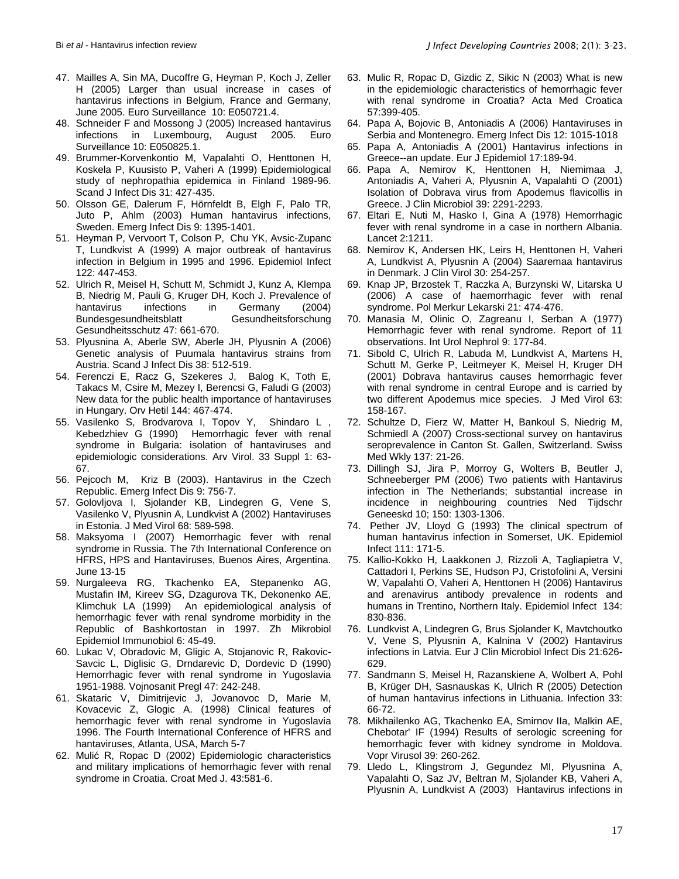47. Mailles A, Sin MA, Ducoffre G, Heyman P, Koch J, Zeller H (2005) Larger than usual increase in cases of hantavirus infections in Belgium, France and Germany, June 2005. Euro Surveillance 10: E050721.4.
48. Schneider F and Mossong J (2005) Increased hantavirus infections in Luxembourg, August 2005. Euro Surveillance 10: E050825.1.
49. Brummer-Korvenkontio M, Vapalahti O, Henttonen H, Koskela P, Kuusisto P, Vaheri A (1999) Epidemiological study of nephropathia epidemica in Finland 1989-96. Scand J Infect Dis 31: 427-435.
50. Olsson GE, Dalerum F, Hörnfeldt B, Elgh F, Palo TR, Juto P, Ahlm (2003) Human hantavirus infections, Sweden. Emerg Infect Dis 9: 1395-1401.
51. Heyman P, Vervoort T, Colson P, Chu YK, Avsic-Zupanc T, Lundkvist A (1999) A major outbreak of hantavirus infection in Belgium in 1995 and 1996. Epidemiol Infect 122: 447-453.
52. Ulrich R, Meisel H, Schutt M, Schmidt J, Kunz A, Klempa B, Niedrig M, Pauli G, Kruger DH, Koch J. Prevalence of hantavirus infections in Germany (2004) Bundesgesundheitsblatt Gesundheitsforschung Gesundheitsschutz 47: 661-670.
53. Plyusnina A, Aberle SW, Aberle JH, Plyusnin A (2006) Genetic analysis of Puumala hantavirus strains from Austria. Scand J Infect Dis 38: 512-519.
54. Ferenczi E, Racz G, Szekeres J, Balog K, Toth E, Takacs M, Csire M, Mezey I, Berencsi G, Faludi G (2003) New data for the public health importance of hantaviruses in Hungary. Orv Hetil 144: 467-474.
55. Vasilenko S, Brodvarova I, Topov Y, Shindaro L , Kebedzhiev G (1990) Hemorrhagic fever with renal syndrome in Bulgaria: isolation of hantaviruses and epidemiologic considerations. Arv Virol. 33 Suppl 1: 63-67.
56. Pejcoch M, Kriz B (2003). Hantavirus in the Czech Republic. Emerg Infect Dis 9: 756-7.
57. Golovljova I, Sjolander KB, Lindegren G, Vene S, Vasilenko V, Plyusnin A, Lundkvist A (2002) Hantaviruses in Estonia. J Med Virol 68: 589-598.
58. Maksyoma I (2007) Hemorrhagic fever with renal syndrome in Russia. The 7th International Conference on HFRS, HPS and Hantaviruses, Buenos Aires, Argentina. June 13-15
59. Nurgaleeva RG, Tkachenko EA, Stepanenko AG, Mustafin IM, Kireev SG, Dzagurova TK, Dekonenko AE, Klimchuk LA (1999) An epidemiological analysis of hemorrhagic fever with renal syndrome morbidity in the Republic of Bashkortostan in 1997. Zh Mikrobiol Epidemiol Immunobiol 6: 45-49.
60. Lukac V, Obradovic M, Gligic A, Stojanovic R, Rakovic-Savcic L, Diglisic G, Drndarevic D, Dordevic D (1990) Hemorrhagic fever with renal syndrome in Yugoslavia 1951-1988. Vojnosanit Pregl 47: 242-248.
61. Skataric V, Dimitrijevic J, Jovanovoc D, Marie M, Kovacevic Z, Glogic A. (1998) Clinical features of hemorrhagic fever with renal syndrome in Yugoslavia 1996. The Fourth International Conference of HFRS and hantaviruses, Atlanta, USA, March 5-7
62. Mulić R, Ropac D (2002) Epidemiologic characteristics and military implications of hemorrhagic fever with renal syndrome in Croatia. Croat Med J. 43:581-6.
63. Mulic R, Ropac D, Gizdic Z, Sikic N (2003) What is new in the epidemiologic characteristics of hemorrhagic fever with renal syndrome in Croatia? Acta Med Croatica 57:399-405.
64. Papa A, Bojovic B, Antoniadis A (2006) Hantaviruses in Serbia and Montenegro. Emerg Infect Dis 12: 1015-1018
65. Papa A, Antoniadis A (2001) Hantavirus infections in Greece--an update. Eur J Epidemiol 17:189-94.
66. Papa A, Nemirov K, Henttonen H, Niemimaa J, Antoniadis A, Vaheri A, Plyusnin A, Vapalahti O (2001) Isolation of Dobrava virus from Apodemus flavicollis in Greece. J Clin Microbiol 39: 2291-2293.
67. Eltari E, Nuti M, Hasko I, Gina A (1978) Hemorrhagic fever with renal syndrome in a case in northern Albania. Lancet 2:1211.
68. Nemirov K, Andersen HK, Leirs H, Henttonen H, Vaheri A, Lundkvist A, Plyusnin A (2004) Saaremaa hantavirus in Denmark. J Clin Virol 30: 254-257.
69. Knap JP, Brzostek T, Raczka A, Burzynski W, Litarska U (2006) A case of haemorrhagic fever with renal syndrome. Pol Merkur Lekarski 21: 474-476.
70. Manasia M, Olinic O, Zagreanu I, Serban A (1977) Hemorrhagic fever with renal syndrome. Report of 11 observations. Int Urol Nephrol 9: 177-84.
71. Sibold C, Ulrich R, Labuda M, Lundkvist A, Martens H, Schutt M, Gerke P, Leitmeyer K, Meisel H, Kruger DH (2001) Dobrava hantavirus causes hemorrhagic fever with renal syndrome in central Europe and is carried by two different Apodemus mice species. J Med Virol 63: 158-167.
72. Schultze D, Fierz W, Matter H, Bankoul S, Niedrig M, Schmiedl A (2007) Cross-sectional survey on hantavirus seroprevalence in Canton St. Gallen, Switzerland. Swiss Med Wkly 137: 21-26.
73. Dillingh SJ, Jira P, Morroy G, Wolters B, Beutler J, Schneeberger PM (2006) Two patients with Hantavirus infection in The Netherlands; substantial increase in incidence in neighbouring countries Ned Tijdschr Geneeskd 10; 150: 1303-1306.
74. Pether JV, Lloyd G (1993) The clinical spectrum of human hantavirus infection in Somerset, UK. Epidemiol Infect 111: 171-5.
75. Kallio-Kokko H, Laakkonen J, Rizzoli A, Tagliapietra V, Cattadori I, Perkins SE, Hudson PJ, Cristofolini A, Versini W, Vapalahti O, Vaheri A, Henttonen H (2006) Hantavirus and arenavirus antibody prevalence in rodents and humans in Trentino, Northern Italy. Epidemiol Infect 134: 830-836.
76. Lundkvist A, Lindegren G, Brus Sjolander K, Mavtchoutko V, Vene S, Plyusnin A, Kalnina V (2002) Hantavirus infections in Latvia. Eur J Clin Microbiol Infect Dis 21:626-629.
77. Sandmann S, Meisel H, Razanskiene A, Wolbert A, Pohl B, Krüger DH, Sasnauskas K, Ulrich R (2005) Detection of human hantavirus infections in Lithuania. Infection 33: 66-72.
78. Mikhailenko AG, Tkachenko EA, Smirnov IIa, Malkin AE, Chebotar' IF (1994) Results of serologic screening for hemorrhagic fever with kidney syndrome in Moldova. Vopr Virusol 39: 260-262.
79. Lledo L, Klingstrom J, Gegundez MI, Plyusnina A, Vapalahti O, Saz JV, Beltran M, Sjolander KB, Vaheri A, Plyusnin A, Lundkvist A (2003) Hantavirus infections in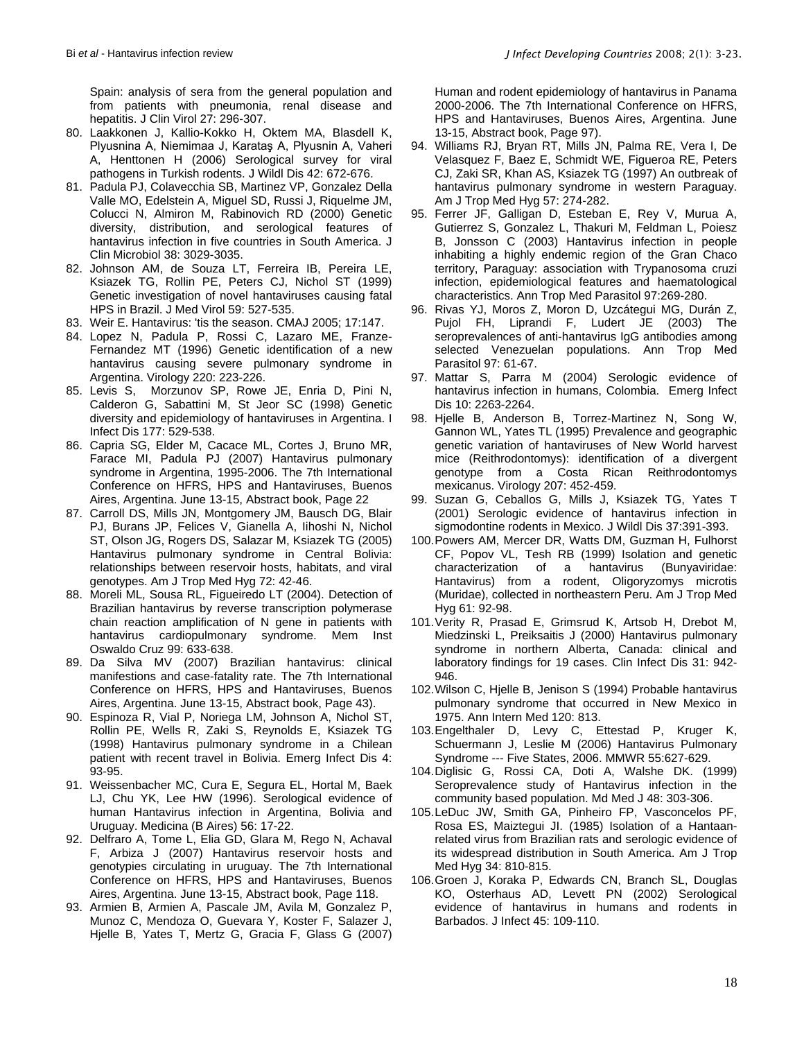Spain: analysis of sera from the general population and from patients with pneumonia, renal disease and hepatitis. J Clin Virol 27: 296-307.

80. Laakkonen J, Kallio-Kokko H, Oktem MA, Blasdell K, Plyusnina A, Niemimaa J, Karataş A, Plyusnin A, Vaheri A, Henttonen H (2006) Serological survey for viral pathogens in Turkish rodents. J Wildl Dis 42: 672-676.
81. Padula PJ, Colavecchia SB, Martinez VP, Gonzalez Della Valle MO, Edelstein A, Miguel SD, Russi J, Riquelme JM, Colucci N, Almiron M, Rabinovich RD (2000) Genetic diversity, distribution, and serological features of hantavirus infection in five countries in South America. J Clin Microbiol 38: 3029-3035.
82. Johnson AM, de Souza LT, Ferreira IB, Pereira LE, Ksiazek TG, Rollin PE, Peters CJ, Nichol ST (1999) Genetic investigation of novel hantaviruses causing fatal HPS in Brazil. J Med Virol 59: 527-535.
83. Weir E. Hantavirus: 'tis the season. CMAJ 2005; 17:147.
84. Lopez N, Padula P, Rossi C, Lazaro ME, Franze-Fernandez MT (1996) Genetic identification of a new hantavirus causing severe pulmonary syndrome in Argentina. Virology 220: 223-226.
85. Levis S, Morzunov SP, Rowe JE, Enria D, Pini N, Calderon G, Sabattini M, St Jeor SC (1998) Genetic diversity and epidemiology of hantaviruses in Argentina. I Infect Dis 177: 529-538.
86. Capria SG, Elder M, Cacace ML, Cortes J, Bruno MR, Farace MI, Padula PJ (2007) Hantavirus pulmonary syndrome in Argentina, 1995-2006. The 7th International Conference on HFRS, HPS and Hantaviruses, Buenos Aires, Argentina. June 13-15, Abstract book, Page 22
87. Carroll DS, Mills JN, Montgomery JM, Bausch DG, Blair PJ, Burans JP, Felices V, Gianella A, Iihoshi N, Nichol ST, Olson JG, Rogers DS, Salazar M, Ksiazek TG (2005) Hantavirus pulmonary syndrome in Central Bolivia: relationships between reservoir hosts, habitats, and viral genotypes. Am J Trop Med Hyg 72: 42-46.
88. Moreli ML, Sousa RL, Figueiredo LT (2004). Detection of Brazilian hantavirus by reverse transcription polymerase chain reaction amplification of N gene in patients with hantavirus cardiopulmonary syndrome. Mem Inst Oswaldo Cruz 99: 633-638.
89. Da Silva MV (2007) Brazilian hantavirus: clinical manifestions and case-fatality rate. The 7th International Conference on HFRS, HPS and Hantaviruses, Buenos Aires, Argentina. June 13-15, Abstract book, Page 43).
90. Espinoza R, Vial P, Noriega LM, Johnson A, Nichol ST, Rollin PE, Wells R, Zaki S, Reynolds E, Ksiazek TG (1998) Hantavirus pulmonary syndrome in a Chilean patient with recent travel in Bolivia. Emerg Infect Dis 4: 93-95.
91. Weissenbacher MC, Cura E, Segura EL, Hortal M, Baek LJ, Chu YK, Lee HW (1996). Serological evidence of human Hantavirus infection in Argentina, Bolivia and Uruguay. Medicina (B Aires) 56: 17-22.
92. Delfraro A, Tome L, Elia GD, Glara M, Rego N, Achaval F, Arbiza J (2007) Hantavirus reservoir hosts and genotypies circulating in uruguay. The 7th International Conference on HFRS, HPS and Hantaviruses, Buenos Aires, Argentina. June 13-15, Abstract book, Page 118.
93. Armien B, Armien A, Pascale JM, Avila M, Gonzalez P, Munoz C, Mendoza O, Guevara Y, Koster F, Salazer J, Hjelle B, Yates T, Mertz G, Gracia F, Glass G (2007) Human and rodent epidemiology of hantavirus in Panama 2000-2006. The 7th International Conference on HFRS, HPS and Hantaviruses, Buenos Aires, Argentina. June 13-15, Abstract book, Page 97).
94. Williams RJ, Bryan RT, Mills JN, Palma RE, Vera I, De Velasquez F, Baez E, Schmidt WE, Figueroa RE, Peters CJ, Zaki SR, Khan AS, Ksiazek TG (1997) An outbreak of hantavirus pulmonary syndrome in western Paraguay. Am J Trop Med Hyg 57: 274-282.
95. Ferrer JF, Galligan D, Esteban E, Rey V, Murua A, Gutierrez S, Gonzalez L, Thakuri M, Feldman L, Poiesz B, Jonsson C (2003) Hantavirus infection in people inhabiting a highly endemic region of the Gran Chaco territory, Paraguay: association with Trypanosoma cruzi infection, epidemiological features and haematological characteristics. Ann Trop Med Parasitol 97:269-280.
96. Rivas YJ, Moros Z, Moron D, Uzcátegui MG, Durán Z, Pujol FH, Liprandi F, Ludert JE (2003) The seroprevalences of anti-hantavirus IgG antibodies among selected Venezuelan populations. Ann Trop Med Parasitol 97: 61-67.
97. Mattar S, Parra M (2004) Serologic evidence of hantavirus infection in humans, Colombia. Emerg Infect Dis 10: 2263-2264.
98. Hjelle B, Anderson B, Torrez-Martinez N, Song W, Gannon WL, Yates TL (1995) Prevalence and geographic genetic variation of hantaviruses of New World harvest mice (Reithrodontomys): identification of a divergent genotype from a Costa Rican Reithrodontomys mexicanus. Virology 207: 452-459.
99. Suzan G, Ceballos G, Mills J, Ksiazek TG, Yates T (2001) Serologic evidence of hantavirus infection in sigmodontine rodents in Mexico. J Wildl Dis 37:391-393.
100. Powers AM, Mercer DR, Watts DM, Guzman H, Fulhorst CF, Popov VL, Tesh RB (1999) Isolation and genetic characterization of a hantavirus (Bunyaviridae: Hantavirus) from a rodent, Oligoryzomys microtis (Muridae), collected in northeastern Peru. Am J Trop Med Hyg 61: 92-98.
101. Verity R, Prasad E, Grimsrud K, Artsob H, Drebot M, Miedzinski L, Preiksaitis J (2000) Hantavirus pulmonary syndrome in northern Alberta, Canada: clinical and laboratory findings for 19 cases. Clin Infect Dis 31: 942-946.
102. Wilson C, Hjelle B, Jenison S (1994) Probable hantavirus pulmonary syndrome that occurred in New Mexico in 1975. Ann Intern Med 120: 813.
103. Engelthaler D, Levy C, Ettestad P, Kruger K, Schuermann J, Leslie M (2006) Hantavirus Pulmonary Syndrome --- Five States, 2006. MMWR 55:627-629.
104. Diglisic G, Rossi CA, Doti A, Walshe DK. (1999) Seroprevalence study of Hantavirus infection in the community based population. Md Med J 48: 303-306.
105. LeDuc JW, Smith GA, Pinheiro FP, Vasconcelos PF, Rosa ES, Maiztegui JI. (1985) Isolation of a Hantaan-related virus from Brazilian rats and serologic evidence of its widespread distribution in South America. Am J Trop Med Hyg 34: 810-815.
106. Groen J, Koraka P, Edwards CN, Branch SL, Douglas KO, Osterhaus AD, Levett PN (2002) Serological evidence of hantavirus in humans and rodents in Barbados. J Infect 45: 109-110.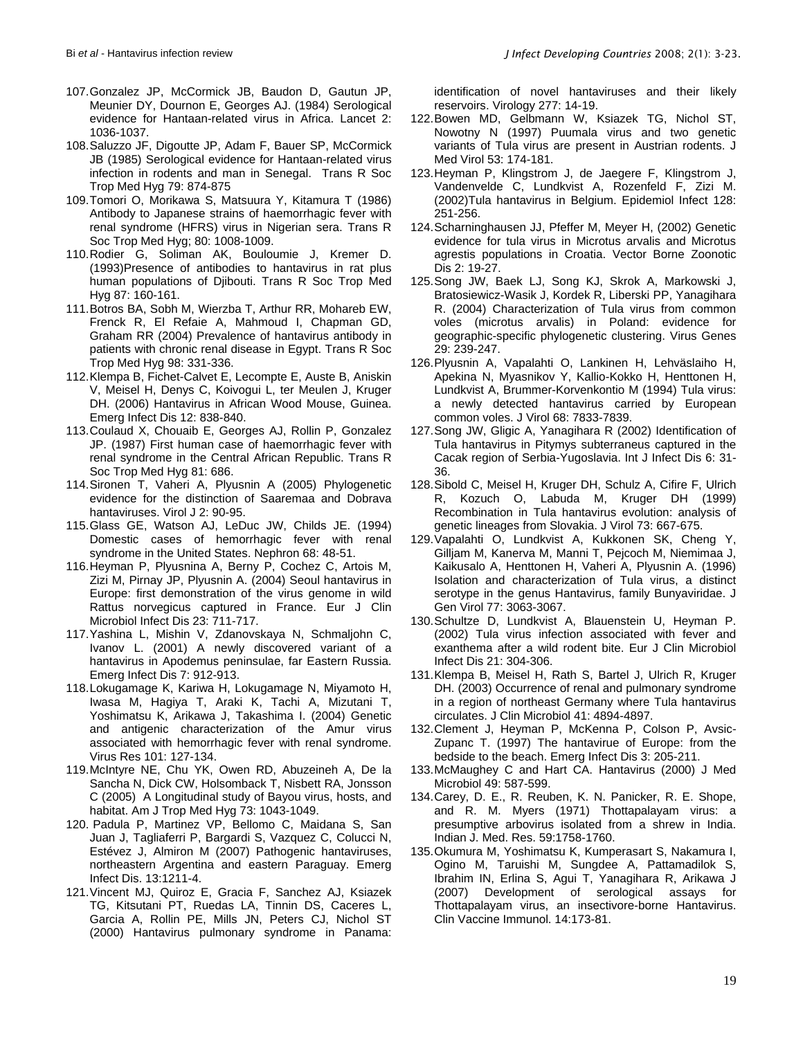107. Gonzalez JP, McCormick JB, Baudon D, Gautun JP, Meunier DY, Dournon E, Georges AJ. (1984) Serological evidence for Hantaan-related virus in Africa. Lancet 2: 1036-1037.
108. Saluzzo JF, Digoutte JP, Adam F, Bauer SP, McCormick JB (1985) Serological evidence for Hantaan-related virus infection in rodents and man in Senegal. Trans R Soc Trop Med Hyg 79: 874-875
109. Tomori O, Morikawa S, Matsuura Y, Kitamura T (1986) Antibody to Japanese strains of haemorrhagic fever with renal syndrome (HFRS) virus in Nigerian sera. Trans R Soc Trop Med Hyg; 80: 1008-1009.
110. Rodier G, Soliman AK, Bouloumie J, Kremer D. (1993)Presence of antibodies to hantavirus in rat plus human populations of Djibouti. Trans R Soc Trop Med Hyg 87: 160-161.
111. Botros BA, Sobh M, Wierzba T, Arthur RR, Mohareb EW, Frenck R, El Refaie A, Mahmoud I, Chapman GD, Graham RR (2004) Prevalence of hantavirus antibody in patients with chronic renal disease in Egypt. Trans R Soc Trop Med Hyg 98: 331-336.
112. Klempa B, Fichet-Calvet E, Lecompte E, Auste B, Aniskin V, Meisel H, Denys C, Koivogui L, ter Meulen J, Kruger DH. (2006) Hantavirus in African Wood Mouse, Guinea. Emerg Infect Dis 12: 838-840.
113. Coulaud X, Chouaib E, Georges AJ, Rollin P, Gonzalez JP. (1987) First human case of haemorrhagic fever with renal syndrome in the Central African Republic. Trans R Soc Trop Med Hyg 81: 686.
114. Sironen T, Vaheri A, Plyusnin A (2005) Phylogenetic evidence for the distinction of Saaremaa and Dobrava hantaviruses. Virol J 2: 90-95.
115. Glass GE, Watson AJ, LeDuc JW, Childs JE. (1994) Domestic cases of hemorrhagic fever with renal syndrome in the United States. Nephron 68: 48-51.
116. Heyman P, Plyusnina A, Berny P, Cochez C, Artois M, Zizi M, Pirnay JP, Plyusnin A. (2004) Seoul hantavirus in Europe: first demonstration of the virus genome in wild Rattus norvegicus captured in France. Eur J Clin Microbiol Infect Dis 23: 711-717.
117. Yashina L, Mishin V, Zdanovskaya N, Schmaljohn C, Ivanov L. (2001) A newly discovered variant of a hantavirus in Apodemus peninsulae, far Eastern Russia. Emerg Infect Dis 7: 912-913.
118. Lokugamage K, Kariwa H, Lokugamage N, Miyamoto H, Iwasa M, Hagiya T, Araki K, Tachi A, Mizutani T, Yoshimatsu K, Arikawa J, Takashima I. (2004) Genetic and antigenic characterization of the Amur virus associated with hemorrhagic fever with renal syndrome. Virus Res 101: 127-134.
119. McIntyre NE, Chu YK, Owen RD, Abuzeineh A, De la Sancha N, Dick CW, Holsomback T, Nisbett RA, Jonsson C (2005) A Longitudinal study of Bayou virus, hosts, and habitat. Am J Trop Med Hyg 73: 1043-1049.
120. Padula P, Martinez VP, Bellomo C, Maidana S, San Juan J, Tagliaferri P, Bargardi S, Vazquez C, Colucci N, Estévez J, Almiron M (2007) Pathogenic hantaviruses, northeastern Argentina and eastern Paraguay. Emerg Infect Dis. 13:1211-4.
121. Vincent MJ, Quiroz E, Gracia F, Sanchez AJ, Ksiazek TG, Kitsutani PT, Ruedas LA, Tinnin DS, Caceres L, Garcia A, Rollin PE, Mills JN, Peters CJ, Nichol ST (2000) Hantavirus pulmonary syndrome in Panama: identification of novel hantaviruses and their likely reservoirs. Virology 277: 14-19.
122. Bowen MD, Gelbmann W, Ksiazek TG, Nichol ST, Nowotny N (1997) Puumala virus and two genetic variants of Tula virus are present in Austrian rodents. J Med Virol 53: 174-181.
123. Heyman P, Klingstrom J, de Jaegere F, Klingstrom J, Vandenvelde C, Lundkvist A, Rozenfeld F, Zizi M. (2002)Tula hantavirus in Belgium. Epidemiol Infect 128: 251-256.
124. Scharninghausen JJ, Pfeffer M, Meyer H, (2002) Genetic evidence for tula virus in Microtus arvalis and Microtus agrestis populations in Croatia. Vector Borne Zoonotic Dis 2: 19-27.
125. Song JW, Baek LJ, Song KJ, Skrok A, Markowski J, Bratosiewicz-Wasik J, Kordek R, Liberski PP, Yanagihara R. (2004) Characterization of Tula virus from common voles (microtus arvalis) in Poland: evidence for geographic-specific phylogenetic clustering. Virus Genes 29: 239-247.
126. Plyusnin A, Vapalahti O, Lankinen H, Lehväslaiho H, Apekina N, Myasnikov Y, Kallio-Kokko H, Henttonen H, Lundkvist A, Brummer-Korvenkontio M (1994) Tula virus: a newly detected hantavirus carried by European common voles. J Virol 68: 7833-7839.
127. Song JW, Gligic A, Yanagihara R (2002) Identification of Tula hantavirus in Pitymys subterraneus captured in the Cacak region of Serbia-Yugoslavia. Int J Infect Dis 6: 31-36.
128. Sibold C, Meisel H, Kruger DH, Schulz A, Cifire F, Ulrich R, Kozuch O, Labuda M, Kruger DH (1999) Recombination in Tula hantavirus evolution: analysis of genetic lineages from Slovakia. J Virol 73: 667-675.
129. Vapalahti O, Lundkvist A, Kukkonen SK, Cheng Y, Gilljam M, Kanerva M, Manni T, Pejcoch M, Niemimaa J, Kaikusalo A, Henttonen H, Vaheri A, Plyusnin A. (1996) Isolation and characterization of Tula virus, a distinct serotype in the genus Hantavirus, family Bunyaviridae. J Gen Virol 77: 3063-3067.
130. Schultze D, Lundkvist A, Blauenstein U, Heyman P. (2002) Tula virus infection associated with fever and exanthema after a wild rodent bite. Eur J Clin Microbiol Infect Dis 21: 304-306.
131. Klempa B, Meisel H, Rath S, Bartel J, Ulrich R, Kruger DH. (2003) Occurrence of renal and pulmonary syndrome in a region of northeast Germany where Tula hantavirus circulates. J Clin Microbiol 41: 4894-4897.
132. Clement J, Heyman P, McKenna P, Colson P, Avsic-Zupanc T. (1997) The hantavirue of Europe: from the bedside to the beach. Emerg Infect Dis 3: 205-211.
133. McMaughey C and Hart CA. Hantavirus (2000) J Med Microbiol 49: 587-599.
134. Carey, D. E., R. Reuben, K. N. Panicker, R. E. Shope, and R. M. Myers (1971) Thottapalayam virus: a presumptive arbovirus isolated from a shrew in India. Indian J. Med. Res. 59:1758-1760.
135. Okumura M, Yoshimatsu K, Kumperasart S, Nakamura I, Ogino M, Taruishi M, Sungdee A, Pattamadilok S, Ibrahim IN, Erlina S, Agui T, Yanagihara R, Arikawa J (2007) Development of serological assays for Thottapalayam virus, an insectivore-borne Hantavirus. Clin Vaccine Immunol. 14:173-81.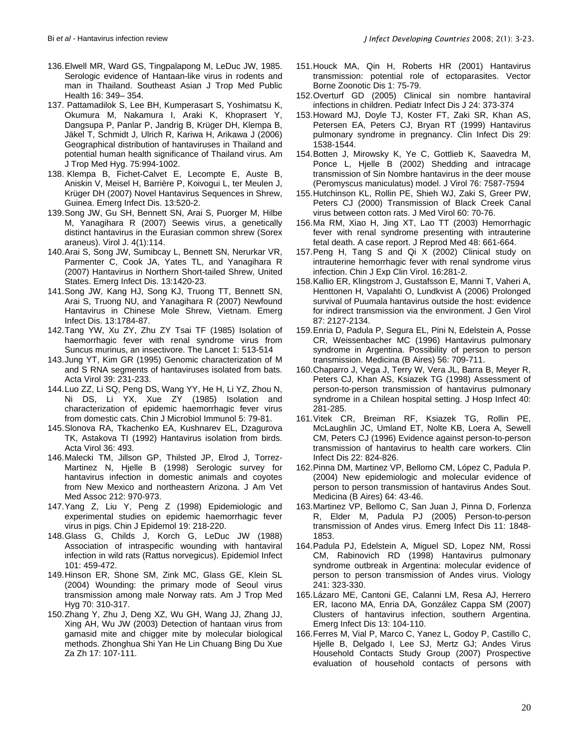136. Elwell MR, Ward GS, Tingpalapong M, LeDuc JW, 1985. Serologic evidence of Hantaan-like virus in rodents and man in Thailand. Southeast Asian J Trop Med Public Health 16: 349– 354.
137. Pattamadilok S, Lee BH, Kumperasart S, Yoshimatsu K, Okumura M, Nakamura I, Araki K, Khoprasert Y, Dangsupa P, Panlar P, Jandrig B, Krüger DH, Klempa B, Jäkel T, Schmidt J, Ulrich R, Kariwa H, Arikawa J (2006) Geographical distribution of hantaviruses in Thailand and potential human health significance of Thailand virus. Am J Trop Med Hyg. 75:994-1002.
138. Klempa B, Fichet-Calvet E, Lecompte E, Auste B, Aniskin V, Meisel H, Barrière P, Koivogui L, ter Meulen J, Krüger DH (2007) Novel Hantavirus Sequences in Shrew, Guinea. Emerg Infect Dis. 13:520-2.
139. Song JW, Gu SH, Bennett SN, Arai S, Puorger M, Hilbe M, Yanagihara R (2007) Seewis virus, a genetically distinct hantavirus in the Eurasian common shrew (Sorex araneus). Virol J. 4(1):114.
140. Arai S, Song JW, Sumibcay L, Bennett SN, Nerurkar VR, Parmenter C, Cook JA, Yates TL, and Yanagihara R (2007) Hantavirus in Northern Short-tailed Shrew, United States. Emerg Infect Dis. 13:1420-23.
141. Song JW, Kang HJ, Song KJ, Truong TT, Bennett SN, Arai S, Truong NU, and Yanagihara R (2007) Newfound Hantavirus in Chinese Mole Shrew, Vietnam. Emerg Infect Dis. 13:1784-87.
142. Tang YW, Xu ZY, Zhu ZY Tsai TF (1985) Isolation of haemorrhagic fever with renal syndrome virus from Suncus murinus, an insectivore. The Lancet 1: 513-514
143. Jung YT, Kim GR (1995) Genomic characterization of M and S RNA segments of hantaviruses isolated from bats. Acta Virol 39: 231-233.
144. Luo ZZ, Li SQ, Peng DS, Wang YY, He H, Li YZ, Zhou N, Ni DS, Li YX, Xue ZY (1985) Isolation and characterization of epidemic haemorrhagic fever virus from domestic cats. Chin J Microbiol Immunol 5: 79-81.
145. Slonova RA, Tkachenko EA, Kushnarev EL, Dzagurova TK, Astakova TI (1992) Hantavirus isolation from birds. Acta Virol 36: 493.
146. Malecki TM, Jillson GP, Thilsted JP, Elrod J, Torrez-Martinez N, Hjelle B (1998) Serologic survey for hantavirus infection in domestic animals and coyotes from New Mexico and northeastern Arizona. J Am Vet Med Assoc 212: 970-973.
147. Yang Z, Liu Y, Peng Z (1998) Epidemiologic and experimental studies on epidemic haemorrhagic fever virus in pigs. Chin J Epidemol 19: 218-220.
148. Glass G, Childs J, Korch G, LeDuc JW (1988) Association of intraspecific wounding with hantaviral infection in wild rats (Rattus norvegicus). Epidemiol Infect 101: 459-472.
149. Hinson ER, Shone SM, Zink MC, Glass GE, Klein SL (2004) Wounding: the primary mode of Seoul virus transmission among male Norway rats. Am J Trop Med Hyg 70: 310-317.
150. Zhang Y, Zhu J, Deng XZ, Wu GH, Wang JJ, Zhang JJ, Xing AH, Wu JW (2003) Detection of hantaan virus from gamasid mite and chigger mite by molecular biological methods. Zhonghua Shi Yan He Lin Chuang Bing Du Xue Za Zh 17: 107-111.
151. Houck MA, Qin H, Roberts HR (2001) Hantavirus transmission: potential role of ectoparasites. Vector Borne Zoonotic Dis 1: 75-79.
152. Overturf GD (2005) Clinical sin nombre hantaviral infections in children. Pediatr Infect Dis J 24: 373-374
153. Howard MJ, Doyle TJ, Koster FT, Zaki SR, Khan AS, Petersen EA, Peters CJ, Bryan RT (1999) Hantavirus pulmonary syndrome in pregnancy. Clin Infect Dis 29: 1538-1544.
154. Botten J, Mirowsky K, Ye C, Gottlieb K, Saavedra M, Ponce L, Hjelle B (2002) Shedding and intracage transmission of Sin Nombre hantavirus in the deer mouse (Peromyscus maniculatus) model. J Virol 76: 7587-7594
155. Hutchinson KL, Rollin PE, Shieh WJ, Zaki S, Greer PW, Peters CJ (2000) Transmission of Black Creek Canal virus between cotton rats. J Med Virol 60: 70-76.
156. Ma RM, Xiao H, Jing XT, Lao TT (2003) Hemorrhagic fever with renal syndrome presenting with intrauterine fetal death. A case report. J Reprod Med 48: 661-664.
157. Peng H, Tang S and Qi X (2002) Clinical study on intrauterine hemorrhagic fever with renal syndrome virus infection. Chin J Exp Clin Virol. 16:281-2.
158. Kallio ER, Klingstrom J, Gustafsson E, Manni T, Vaheri A, Henttonen H, Vapalahti O, Lundkvist A (2006) Prolonged survival of Puumala hantavirus outside the host: evidence for indirect transmission via the environment. J Gen Virol 87: 2127-2134.
159. Enria D, Padula P, Segura EL, Pini N, Edelstein A, Posse CR, Weissenbacher MC (1996) Hantavirus pulmonary syndrome in Argentina. Possibility of person to person transmission. Medicina (B Aires) 56: 709-711.
160. Chaparro J, Vega J, Terry W, Vera JL, Barra B, Meyer R, Peters CJ, Khan AS, Ksiazek TG (1998) Assessment of person-to-person transmission of hantavirus pulmonary syndrome in a Chilean hospital setting. J Hosp Infect 40: 281-285.
161. Vitek CR, Breiman RF, Ksiazek TG, Rollin PE, McLaughlin JC, Umland ET, Nolte KB, Loera A, Sewell CM, Peters CJ (1996) Evidence against person-to-person transmission of hantavirus to health care workers. Clin Infect Dis 22: 824-826.
162. Pinna DM, Martinez VP, Bellomo CM, López C, Padula P. (2004) New epidemiologic and molecular evidence of person to person transmission of hantavirus Andes Sout. Medicina (B Aires) 64: 43-46.
163. Martinez VP, Bellomo C, San Juan J, Pinna D, Forlenza R, Elder M, Padula PJ (2005) Person-to-person transmission of Andes virus. Emerg Infect Dis 11: 1848-1853.
164. Padula PJ, Edelstein A, Miguel SD, Lopez NM, Rossi CM, Rabinovich RD (1998) Hantavirus pulmonary syndrome outbreak in Argentina: molecular evidence of person to person transmission of Andes virus. Viology 241: 323-330.
165. Lázaro ME, Cantoni GE, Calanni LM, Resa AJ, Herrero ER, Iacono MA, Enria DA, González Cappa SM (2007) Clusters of hantavirus infection, southern Argentina. Emerg Infect Dis 13: 104-110.
166. Ferres M, Vial P, Marco C, Yanez L, Godoy P, Castillo C, Hjelle B, Delgado I, Lee SJ, Mertz GJ; Andes Virus Household Contacts Study Group (2007) Prospective evaluation of household contacts of persons with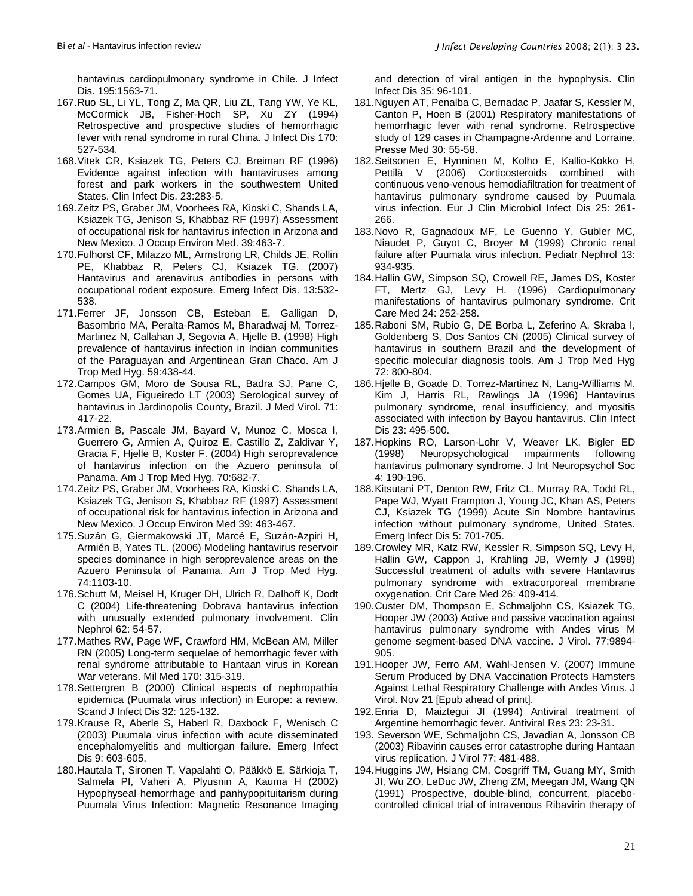hantavirus cardiopulmonary syndrome in Chile. J Infect Dis. 195:1563-71.

167. Ruo SL, Li YL, Tong Z, Ma QR, Liu ZL, Tang YW, Ye KL, McCormick JB, Fisher-Hoch SP, Xu ZY (1994) Retrospective and prospective studies of hemorrhagic fever with renal syndrome in rural China. J Infect Dis 170: 527-534.
168. Vitek CR, Ksiazek TG, Peters CJ, Breiman RF (1996) Evidence against infection with hantaviruses among forest and park workers in the southwestern United States. Clin Infect Dis. 23:283-5.
169. Zeitz PS, Graber JM, Voorhees RA, Kioski C, Shands LA, Ksiazek TG, Jenison S, Khabbaz RF (1997) Assessment of occupational risk for hantavirus infection in Arizona and New Mexico. J Occup Environ Med. 39:463-7.
170. Fulhorst CF, Milazzo ML, Armstrong LR, Childs JE, Rollin PE, Khabbaz R, Peters CJ, Ksiazek TG. (2007) Hantavirus and arenavirus antibodies in persons with occupational rodent exposure. Emerg Infect Dis. 13:532-538.
171. Ferrer JF, Jonsson CB, Esteban E, Galligan D, Basombrio MA, Peralta-Ramos M, Bharadwaj M, Torrez-Martinez N, Callahan J, Segovia A, Hjelle B. (1998) High prevalence of hantavirus infection in Indian communities of the Paraguayan and Argentinean Gran Chaco. Am J Trop Med Hyg. 59:438-44.
172. Campos GM, Moro de Sousa RL, Badra SJ, Pane C, Gomes UA, Figueiredo LT (2003) Serological survey of hantavirus in Jardinopolis County, Brazil. J Med Virol. 71: 417-22.
173. Armien B, Pascale JM, Bayard V, Munoz C, Mosca I, Guerrero G, Armien A, Quiroz E, Castillo Z, Zaldivar Y, Gracia F, Hjelle B, Koster F. (2004) High seroprevalence of hantavirus infection on the Azuero peninsula of Panama. Am J Trop Med Hyg. 70:682-7.
174. Zeitz PS, Graber JM, Voorhees RA, Kioski C, Shands LA, Ksiazek TG, Jenison S, Khabbaz RF (1997) Assessment of occupational risk for hantavirus infection in Arizona and New Mexico. J Occup Environ Med 39: 463-467.
175. Suzán G, Giermakowski JT, Marcé E, Suzán-Azpiri H, Armién B, Yates TL. (2006) Modeling hantavirus reservoir species dominance in high seroprevalence areas on the Azuero Peninsula of Panama. Am J Trop Med Hyg. 74:1103-10.
176. Schutt M, Meisel H, Kruger DH, Ulrich R, Dalhoff K, Dodt C (2004) Life-threatening Dobrava hantavirus infection with unusually extended pulmonary involvement. Clin Nephrol 62: 54-57.
177. Mathes RW, Page WF, Crawford HM, McBean AM, Miller RN (2005) Long-term sequelae of hemorrhagic fever with renal syndrome attributable to Hantaan virus in Korean War veterans. Mil Med 170: 315-319.
178. Settergren B (2000) Clinical aspects of nephropathia epidemica (Puumala virus infection) in Europe: a review. Scand J Infect Dis 32: 125-132.
179. Krause R, Aberle S, Haberl R, Daxbock F, Wenisch C (2003) Puumala virus infection with acute disseminated encephalomyelitis and multiorgan failure. Emerg Infect Dis 9: 603-605.
180. Hautala T, Sironen T, Vapalahti O, Pääkkö E, Särkioja T, Salmela PI, Vaheri A, Plyusnin A, Kauma H (2002) Hypophyseal hemorrhage and panhypopituitarism during Puumala Virus Infection: Magnetic Resonance Imaging and detection of viral antigen in the hypophysis. Clin Infect Dis 35: 96-101.
181. Nguyen AT, Penalba C, Bernadac P, Jaafar S, Kessler M, Canton P, Hoen B (2001) Respiratory manifestations of hemorrhagic fever with renal syndrome. Retrospective study of 129 cases in Champagne-Ardenne and Lorraine. Presse Med 30: 55-58.
182. Seitsonen E, Hynninen M, Kolho E, Kallio-Kokko H, Pettilä V (2006) Corticosteroids combined with continuous veno-venous hemodiafiltration for treatment of hantavirus pulmonary syndrome caused by Puumala virus infection. Eur J Clin Microbiol Infect Dis 25: 261-266.
183. Novo R, Gagnadoux MF, Le Guenno Y, Gubler MC, Niaudet P, Guyot C, Broyer M (1999) Chronic renal failure after Puumala virus infection. Pediatr Nephrol 13: 934-935.
184. Hallin GW, Simpson SQ, Crowell RE, James DS, Koster FT, Mertz GJ, Levy H. (1996) Cardiopulmonary manifestations of hantavirus pulmonary syndrome. Crit Care Med 24: 252-258.
185. Raboni SM, Rubio G, DE Borba L, Zeferino A, Skraba I, Goldenberg S, Dos Santos CN (2005) Clinical survey of hantavirus in southern Brazil and the development of specific molecular diagnosis tools. Am J Trop Med Hyg 72: 800-804.
186. Hjelle B, Goade D, Torrez-Martinez N, Lang-Williams M, Kim J, Harris RL, Rawlings JA (1996) Hantavirus pulmonary syndrome, renal insufficiency, and myositis associated with infection by Bayou hantavirus. Clin Infect Dis 23: 495-500.
187. Hopkins RO, Larson-Lohr V, Weaver LK, Bigler ED (1998) Neuropsychological impairments following hantavirus pulmonary syndrome. J Int Neuropsychol Soc 4: 190-196.
188. Kitsutani PT, Denton RW, Fritz CL, Murray RA, Todd RL, Pape WJ, Wyatt Frampton J, Young JC, Khan AS, Peters CJ, Ksiazek TG (1999) Acute Sin Nombre hantavirus infection without pulmonary syndrome, United States. Emerg Infect Dis 5: 701-705.
189. Crowley MR, Katz RW, Kessler R, Simpson SQ, Levy H, Hallin GW, Cappon J, Krahling JB, Wernly J (1998) Successful treatment of adults with severe Hantavirus pulmonary syndrome with extracorporeal membrane oxygenation. Crit Care Med 26: 409-414.
190. Custer DM, Thompson E, Schmaljohn CS, Ksiazek TG, Hooper JW (2003) Active and passive vaccination against hantavirus pulmonary syndrome with Andes virus M genome segment-based DNA vaccine. J Virol. 77:9894-905.
191. Hooper JW, Ferro AM, Wahl-Jensen V. (2007) Immune Serum Produced by DNA Vaccination Protects Hamsters Against Lethal Respiratory Challenge with Andes Virus. J Virol. Nov 21 [Epub ahead of print].
192. Enria D, Maiztegui JI (1994) Antiviral treatment of Argentine hemorrhagic fever. Antiviral Res 23: 23-31.
193. Severson WE, Schmaljohn CS, Javadian A, Jonsson CB (2003) Ribavirin causes error catastrophe during Hantaan virus replication. J Virol 77: 481-488.
194. Huggins JW, Hsiang CM, Cosgriff TM, Guang MY, Smith JI, Wu ZO, LeDuc JW, Zheng ZM, Meegan JM, Wang QN (1991) Prospective, double-blind, concurrent, placebo-controlled clinical trial of intravenous Ribavirin therapy of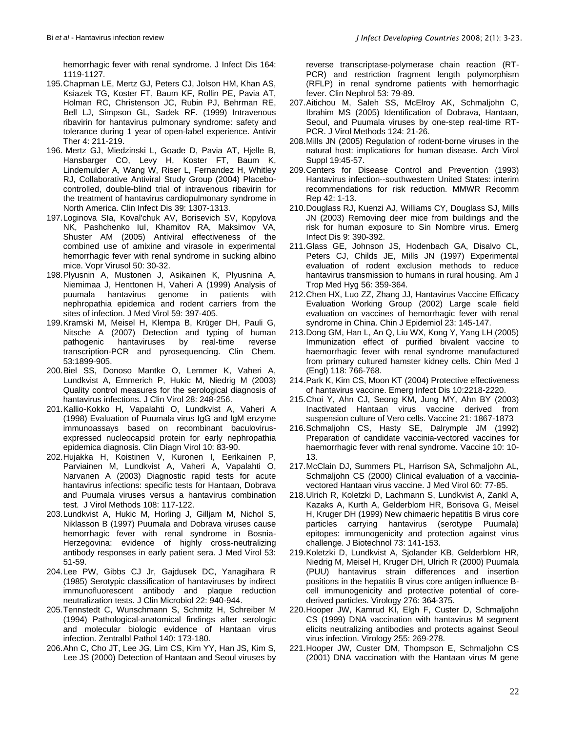hemorrhagic fever with renal syndrome. J Infect Dis 164: 1119-1127.

195. Chapman LE, Mertz GJ, Peters CJ, Jolson HM, Khan AS, Ksiazek TG, Koster FT, Baum KF, Rollin PE, Pavia AT, Holman RC, Christenson JC, Rubin PJ, Behrman RE, Bell LJ, Simpson GL, Sadek RF. (1999) Intravenous ribavirin for hantavirus pulmonary syndrome: safety and tolerance during 1 year of open-label experience. Antivir Ther 4: 211-219.
196. Mertz GJ, Miedzinski L, Goade D, Pavia AT, Hjelle B, Hansbarger CO, Levy H, Koster FT, Baum K, Lindemulder A, Wang W, Riser L, Fernandez H, Whitley RJ, Collaborative Antiviral Study Group (2004) Placebo-controlled, double-blind trial of intravenous ribavirin for the treatment of hantavirus cardiopulmonary syndrome in North America. Clin Infect Dis 39: 1307-1313.
197. Loginova SIa, Koval'chuk AV, Borisevich SV, Kopylova NK, Pashchenko IuI, Khamitov RA, Maksimov VA, Shuster AM (2005) Antiviral effectiveness of the combined use of amixine and virasole in experimental hemorrhagic fever with renal syndrome in sucking albino mice. Vopr Virusol 50: 30-32.
198. Plyusnin A, Mustonen J, Asikainen K, Plyusnina A, Niemimaa J, Henttonen H, Vaheri A (1999) Analysis of puumala hantavirus genome in patients with nephropathia epidemica and rodent carriers from the sites of infection. J Med Virol 59: 397-405.
199. Kramski M, Meisel H, Klempa B, Krüger DH, Pauli G, Nitsche A (2007) Detection and typing of human pathogenic hantaviruses by real-time reverse transcription-PCR and pyrosequencing. Clin Chem. 53:1899-905.
200. Biel SS, Donoso Mantke O, Lemmer K, Vaheri A, Lundkvist A, Emmerich P, Hukic M, Niedrig M (2003) Quality control measures for the serological diagnosis of hantavirus infections. J Clin Virol 28: 248-256.
201. Kallio-Kokko H, Vapalahti O, Lundkvist A, Vaheri A (1998) Evaluation of Puumala virus IgG and IgM enzyme immunoassays based on recombinant baculovirus-expressed nucleocapsid protein for early nephropathia epidemica diagnosis. Clin Diagn Virol 10: 83-90.
202. Hujakka H, Koistinen V, Kuronen I, Eerikainen P, Parviainen M, Lundkvist A, Vaheri A, Vapalahti O, Narvanen A (2003) Diagnostic rapid tests for acute hantavirus infections: specific tests for Hantaan, Dobrava and Puumala viruses versus a hantavirus combination test. J Virol Methods 108: 117-122.
203. Lundkvist A, Hukic M, Horling J, Gilljam M, Nichol S, Niklasson B (1997) Puumala and Dobrava viruses cause hemorrhagic fever with renal syndrome in Bosnia-Herzegovina: evidence of highly cross-neutralizing antibody responses in early patient sera. J Med Virol 53: 51-59.
204. Lee PW, Gibbs CJ Jr, Gajdusek DC, Yanagihara R (1985) Serotypic classification of hantaviruses by indirect immunofluorescent antibody and plaque reduction neutralization tests. J Clin Microbiol 22: 940-944.
205. Tennstedt C, Wunschmann S, Schmitz H, Schreiber M (1994) Pathological-anatomical findings after serologic and molecular biologic evidence of Hantaan virus infection. Zentralbl Pathol 140: 173-180.
206. Ahn C, Cho JT, Lee JG, Lim CS, Kim YY, Han JS, Kim S, Lee JS (2000) Detection of Hantaan and Seoul viruses by reverse transcriptase-polymerase chain reaction (RT-PCR) and restriction fragment length polymorphism (RFLP) in renal syndrome patients with hemorrhagic fever. Clin Nephrol 53: 79-89.
207. Aitichou M, Saleh SS, McElroy AK, Schmaljohn C, Ibrahim MS (2005) Identification of Dobrava, Hantaan, Seoul, and Puumala viruses by one-step real-time RT-PCR. J Virol Methods 124: 21-26.
208. Mills JN (2005) Regulation of rodent-borne viruses in the natural host: implications for human disease. Arch Virol Suppl 19:45-57.
209. Centers for Disease Control and Prevention (1993) Hantavirus infection--southwestern United States: interim recommendations for risk reduction. MMWR Recomm Rep 42: 1-13.
210. Douglass RJ, Kuenzi AJ, Williams CY, Douglass SJ, Mills JN (2003) Removing deer mice from buildings and the risk for human exposure to Sin Nombre virus. Emerg Infect Dis 9: 390-392.
211. Glass GE, Johnson JS, Hodenbach GA, Disalvo CL, Peters CJ, Childs JE, Mills JN (1997) Experimental evaluation of rodent exclusion methods to reduce hantavirus transmission to humans in rural housing. Am J Trop Med Hyg 56: 359-364.
212. Chen HX, Luo ZZ, Zhang JJ, Hantavirus Vaccine Efficacy Evaluation Working Group (2002) Large scale field evaluation on vaccines of hemorrhagic fever with renal syndrome in China. Chin J Epidemiol 23: 145-147.
213. Dong GM, Han L, An Q, Liu WX, Kong Y, Yang LH (2005) Immunization effect of purified bivalent vaccine to haemorrhagic fever with renal syndrome manufactured from primary cultured hamster kidney cells. Chin Med J (Engl) 118: 766-768.
214. Park K, Kim CS, Moon KT (2004) Protective effectiveness of hantavirus vaccine. Emerg Infect Dis 10:2218-2220.
215. Choi Y, Ahn CJ, Seong KM, Jung MY, Ahn BY (2003) Inactivated Hantaan virus vaccine derived from suspension culture of Vero cells. Vaccine 21: 1867-1873
216. Schmaljohn CS, Hasty SE, Dalrymple JM (1992) Preparation of candidate vaccinia-vectored vaccines for haemorrhagic fever with renal syndrome. Vaccine 10: 10-13.
217. McClain DJ, Summers PL, Harrison SA, Schmaljohn AL, Schmaljohn CS (2000) Clinical evaluation of a vaccinia-vectored Hantaan virus vaccine. J Med Virol 60: 77-85.
218. Ulrich R, Koletzki D, Lachmann S, Lundkvist A, Zankl A, Kazaks A, Kurth A, Gelderblom HR, Borisova G, Meisel H, Kruger DH (1999) New chimaeric hepatitis B virus core particles carrying hantavirus (serotype Puumala) epitopes: immunogenicity and protection against virus challenge. J Biotechnol 73: 141-153.
219. Koletzki D, Lundkvist A, Sjolander KB, Gelderblom HR, Niedrig M, Meisel H, Kruger DH, Ulrich R (2000) Puumala (PUU) hantavirus strain differences and insertion positions in the hepatitis B virus core antigen influence B-cell immunogenicity and protective potential of core-derived particles. Virology 276: 364-375.
220. Hooper JW, Kamrud KI, Elgh F, Custer D, Schmaljohn CS (1999) DNA vaccination with hantavirus M segment elicits neutralizing antibodies and protects against Seoul virus infection. Virology 255: 269-278.
221. Hooper JW, Custer DM, Thompson E, Schmaljohn CS (2001) DNA vaccination with the Hantaan virus M gene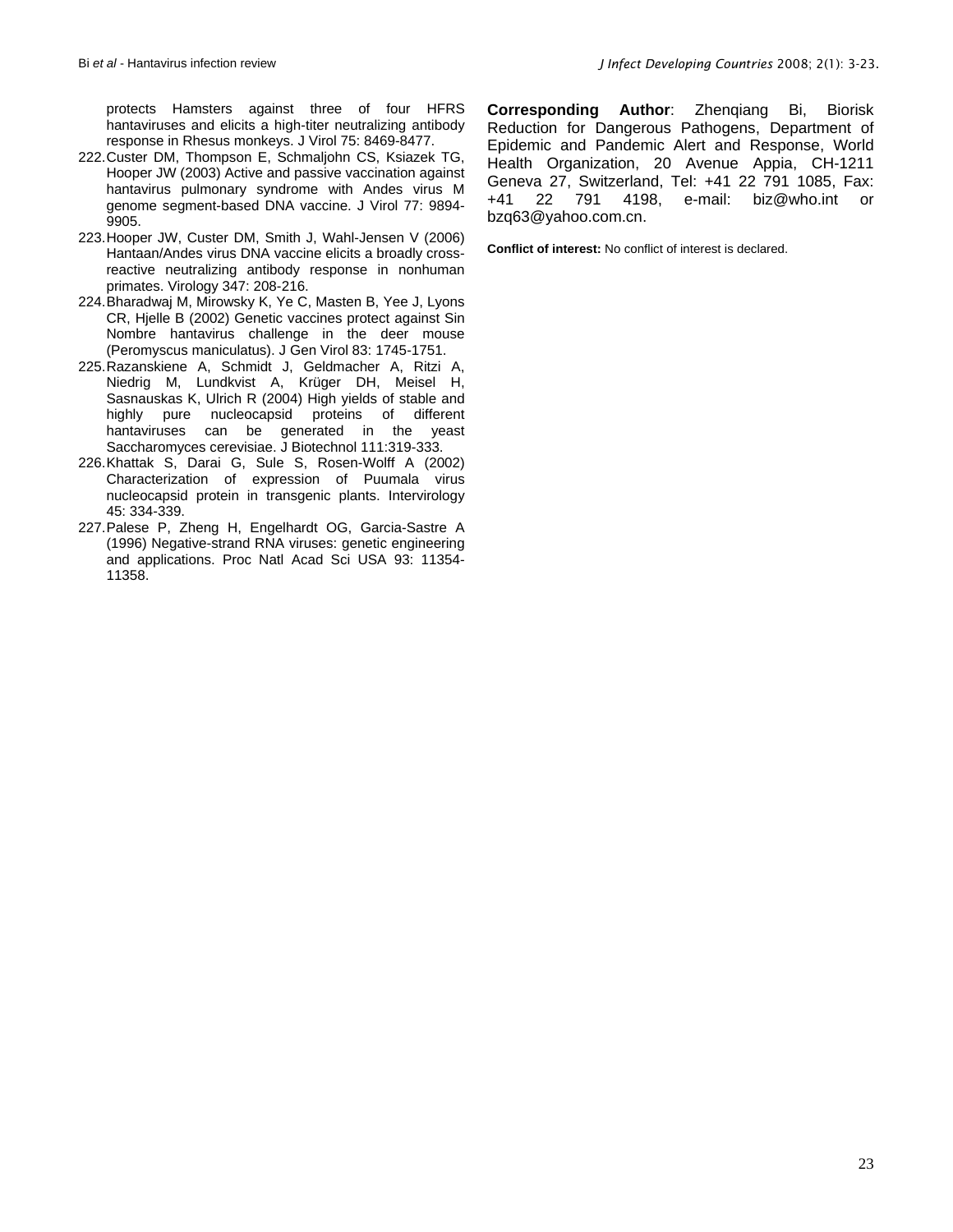protects Hamsters against three of four HFRS hantaviruses and elicits a high-titer neutralizing antibody response in Rhesus monkeys. J Virol 75: 8469-8477.

222. Custer DM, Thompson E, Schmaljohn CS, Ksiazek TG, Hooper JW (2003) Active and passive vaccination against hantavirus pulmonary syndrome with Andes virus M genome segment-based DNA vaccine. J Virol 77: 9894-9905.
223. Hooper JW, Custer DM, Smith J, Wahl-Jensen V (2006) Hantaan/Andes virus DNA vaccine elicits a broadly cross-reactive neutralizing antibody response in nonhuman primates. Virology 347: 208-216.
224. Bharadwaj M, Mirowsky K, Ye C, Masten B, Yee J, Lyons CR, Hjelle B (2002) Genetic vaccines protect against Sin Nombre hantavirus challenge in the deer mouse (Peromyscus maniculatus). J Gen Virol 83: 1745-1751.
225. Razanskiene A, Schmidt J, Geldmacher A, Ritzi A, Niedrig M, Lundkvist A, Krüger DH, Meisel H, Sasnauskas K, Ulrich R (2004) High yields of stable and highly pure nucleocapsid proteins of different hantaviruses can be generated in the yeast Saccharomyces cerevisiae. J Biotechnol 111:319-333.
226. Khattak S, Darai G, Sule S, Rosen-Wolff A (2002) Characterization of expression of Puumala virus nucleocapsid protein in transgenic plants. Intervirology 45: 334-339.
227. Palese P, Zheng H, Engelhardt OG, Garcia-Sastre A (1996) Negative-strand RNA viruses: genetic engineering and applications. Proc Natl Acad Sci USA 93: 11354-11358.

**Corresponding Author**: Zhenqiang Bi, Biorisk Reduction for Dangerous Pathogens, Department of Epidemic and Pandemic Alert and Response, World Health Organization, 20 Avenue Appia, CH-1211 Geneva 27, Switzerland, Tel: +41 22 791 1085, Fax: +41 22 791 4198, e-mail: biz@who.int or bzq63@yahoo.com.cn.

**Conflict of interest:** No conflict of interest is declared.